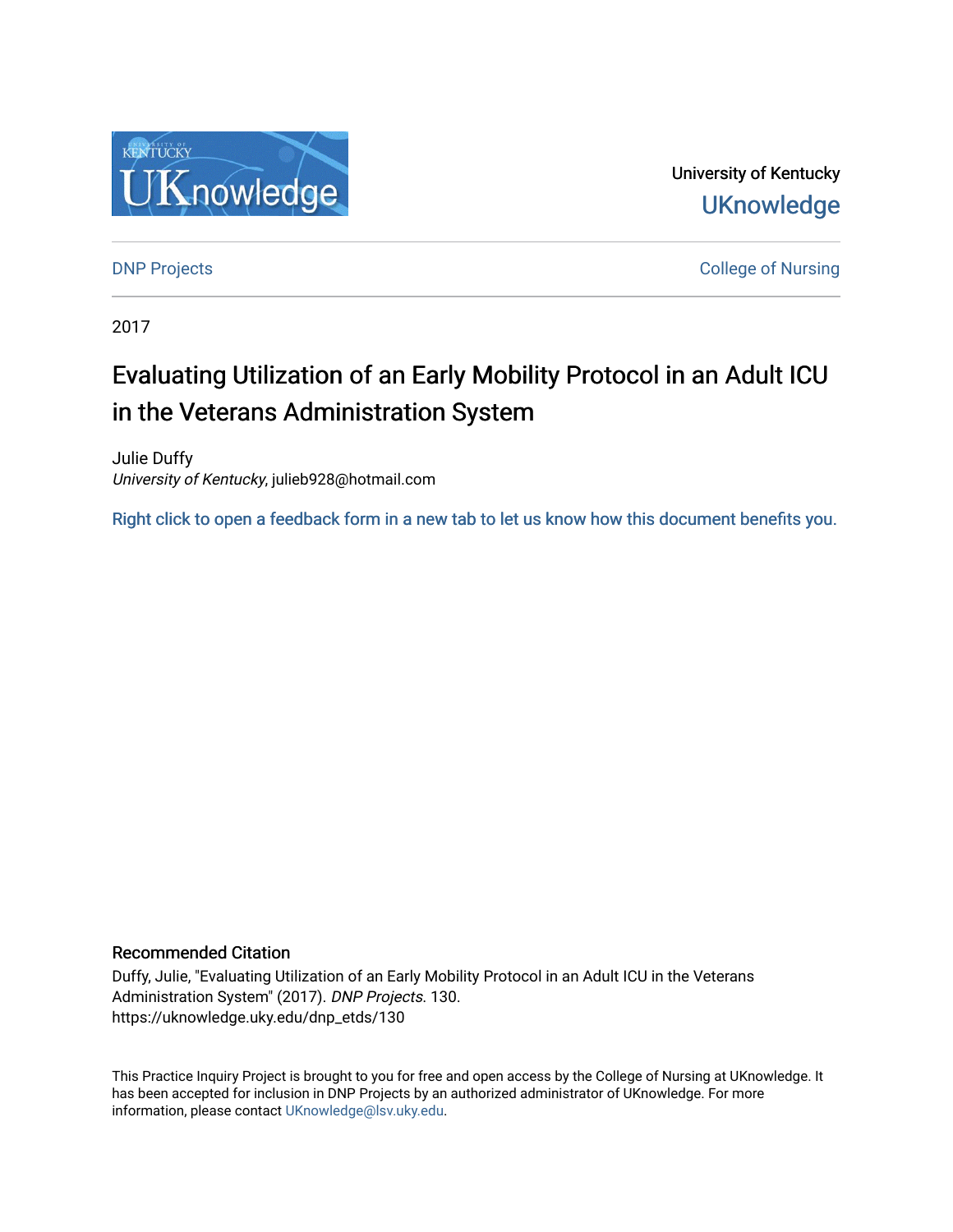University of Kentucky

UKnowledge

DNP Projects

College of Nursing

2017

# Evaluating Utilization of an Early Mobility Protocol in an Adult ICU in the Veterans Administration System

Julie Duffy
*University of Kentucky*, julieb928@hotmail.com

Right click to open a feedback form in a new tab to let us know how this document benefits you.

## Recommended Citation

Duffy, Julie, "Evaluating Utilization of an Early Mobility Protocol in an Adult ICU in the Veterans Administration System" (2017). *DNP Projects*. 130.
https://uknowledge.uky.edu/dnp_etds/130

This Practice Inquiry Project is brought to you for free and open access by the College of Nursing at UKnowledge. It has been accepted for inclusion in DNP Projects by an authorized administrator of UKnowledge. For more information, please contact UKnowledge@lsv.uky.edu.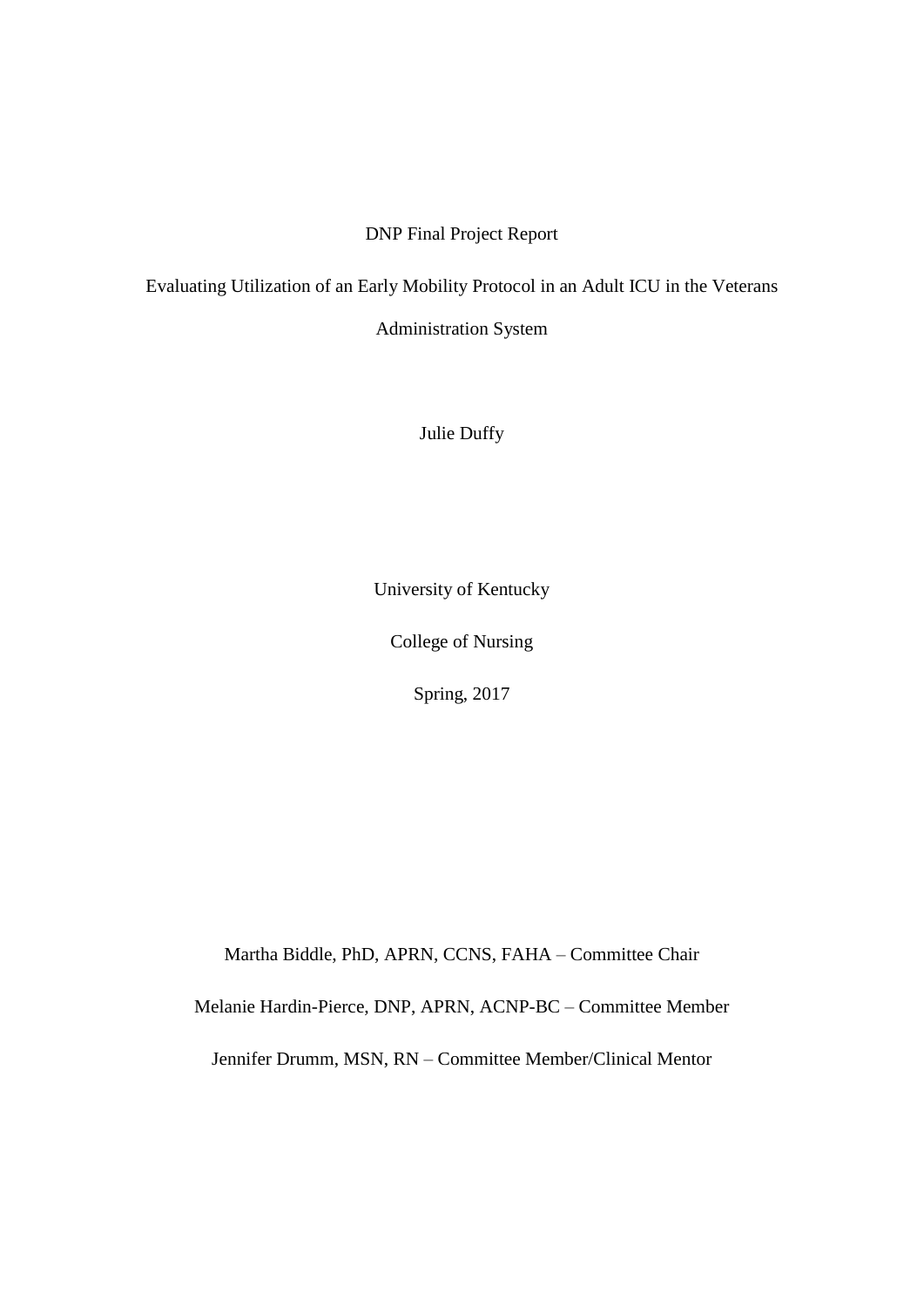DNP Final Project Report

Evaluating Utilization of an Early Mobility Protocol in an Adult ICU in the Veterans Administration System

Julie Duffy

University of Kentucky

College of Nursing

Spring, 2017

Martha Biddle, PhD, APRN, CCNS, FAHA – Committee Chair

Melanie Hardin-Pierce, DNP, APRN, ACNP-BC – Committee Member

Jennifer Drumm, MSN, RN – Committee Member/Clinical Mentor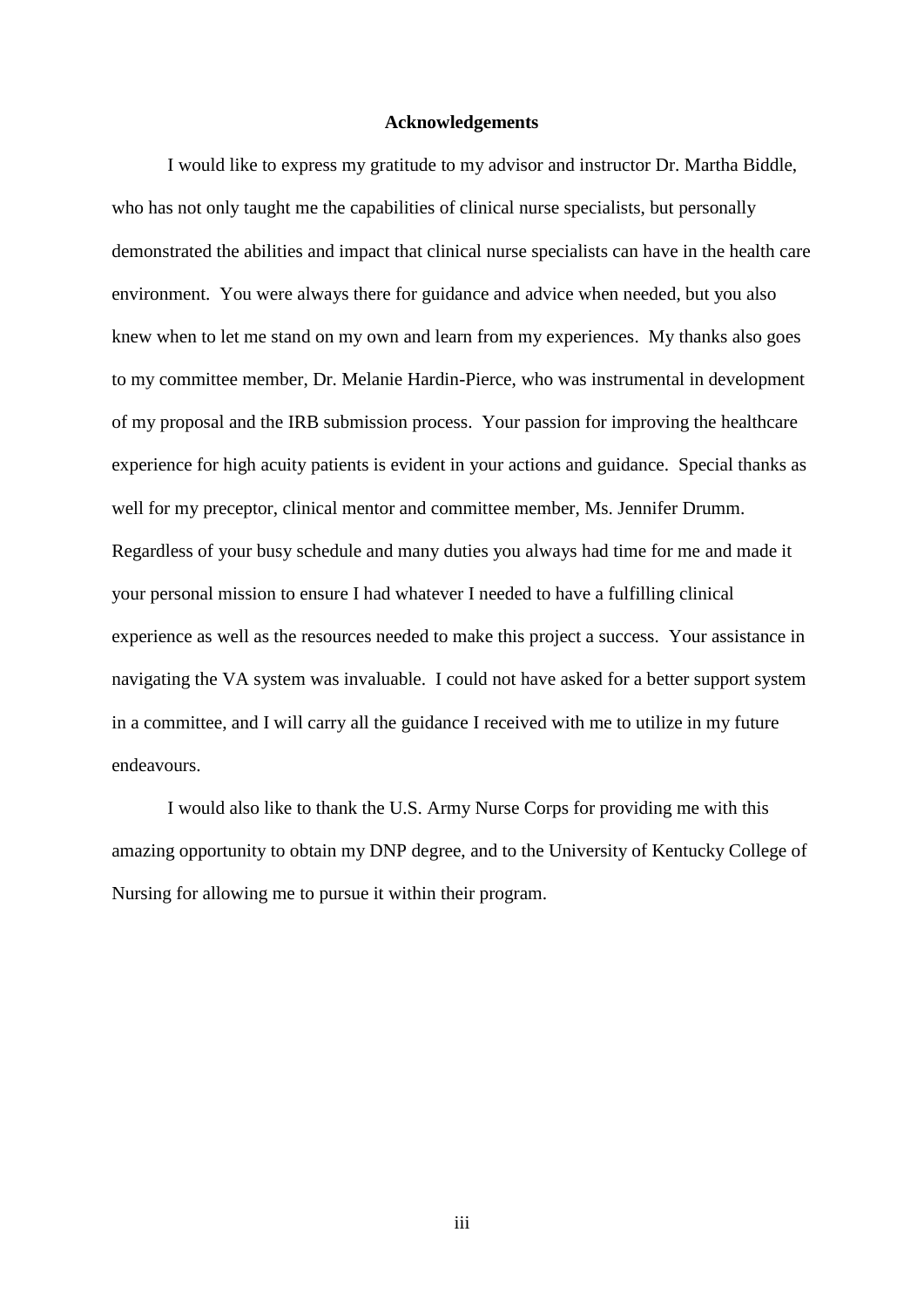# Acknowledgements

I would like to express my gratitude to my advisor and instructor Dr. Martha Biddle, who has not only taught me the capabilities of clinical nurse specialists, but personally demonstrated the abilities and impact that clinical nurse specialists can have in the health care environment. You were always there for guidance and advice when needed, but you also knew when to let me stand on my own and learn from my experiences. My thanks also goes to my committee member, Dr. Melanie Hardin-Pierce, who was instrumental in development of my proposal and the IRB submission process. Your passion for improving the healthcare experience for high acuity patients is evident in your actions and guidance. Special thanks as well for my preceptor, clinical mentor and committee member, Ms. Jennifer Drumm. Regardless of your busy schedule and many duties you always had time for me and made it your personal mission to ensure I had whatever I needed to have a fulfilling clinical experience as well as the resources needed to make this project a success. Your assistance in navigating the VA system was invaluable. I could not have asked for a better support system in a committee, and I will carry all the guidance I received with me to utilize in my future endeavours.

I would also like to thank the U.S. Army Nurse Corps for providing me with this amazing opportunity to obtain my DNP degree, and to the University of Kentucky College of Nursing for allowing me to pursue it within their program.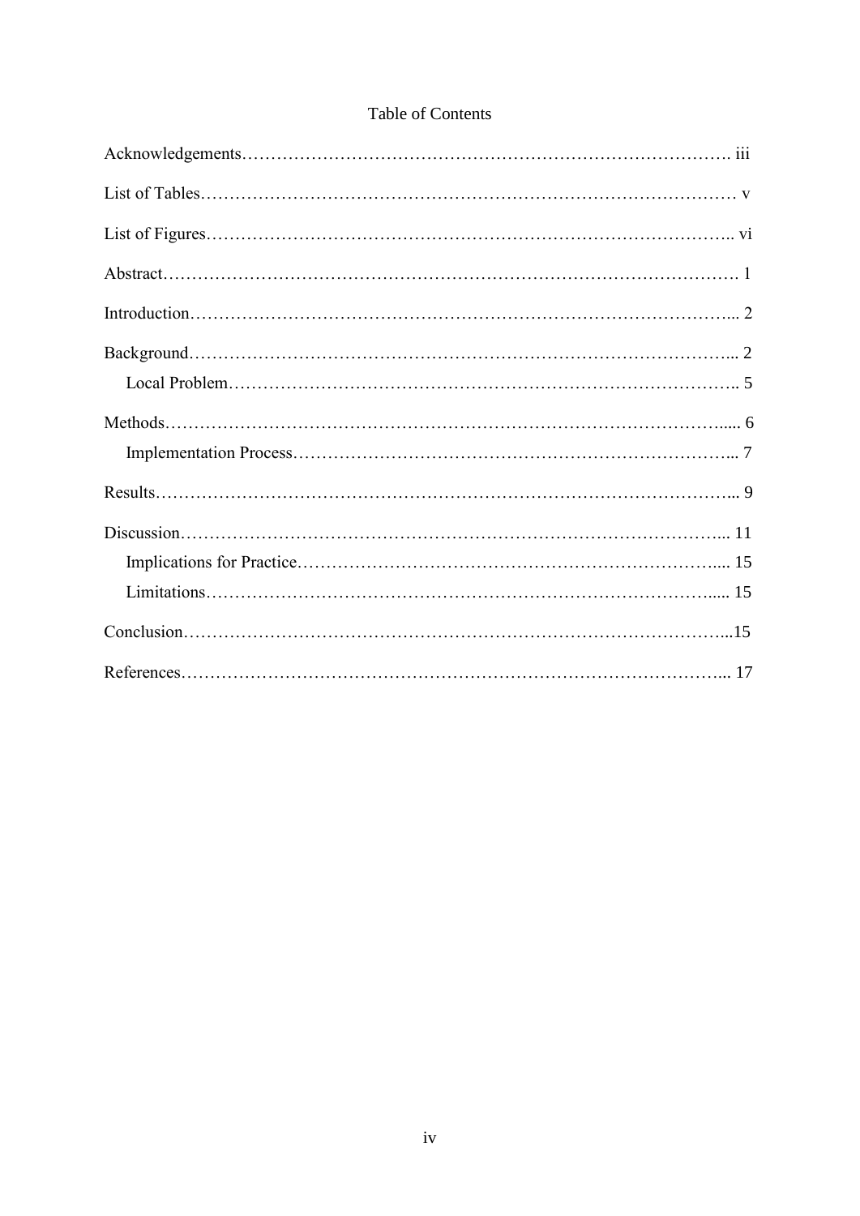# Table of Contents

Acknowledgements……………………………………………………………………………. iii

List of Tables………………………………………………………………………………… v

List of Figures……………………………………………………………………………….. vi

Abstract………………………………………………………………………………………. 1

Introduction…………………………………………………………………………………... 2

Background…………………………………………………………………………………... 2

Local Problem……………………………………………………………………………. 5

Methods…………………………………………………………………………………….... 6

Implementation Process…………………………………………………………………... 7

Results………………………………………………………………………………………... 9

Discussion…………………………………………………………………………………... 11

Implications for Practice…………………………………………………………….... 15

Limitations………………………………………………………………………….... 15

Conclusion…………………………………………………………………………………...15

References…………………………………………………………………………………... 17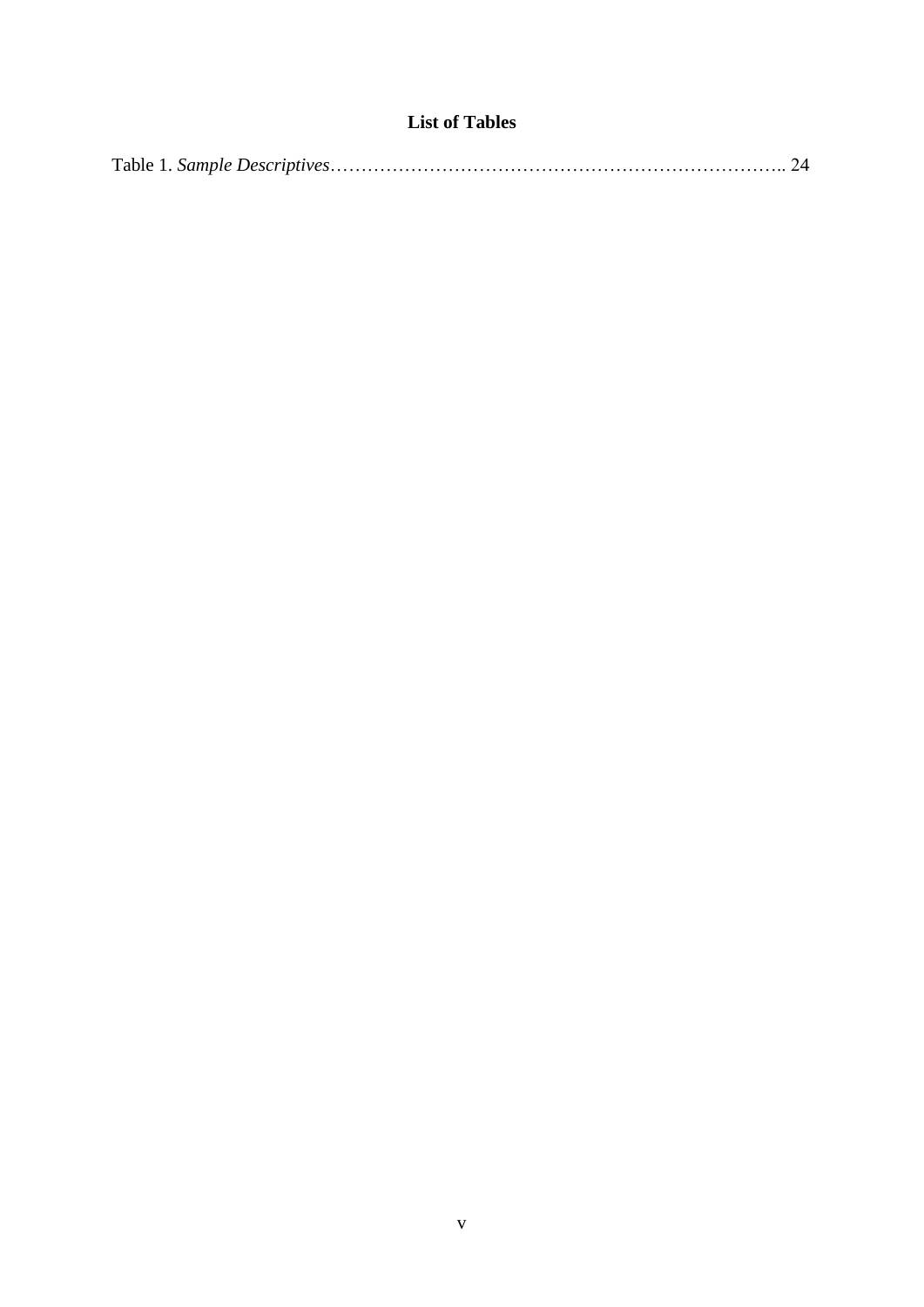# List of Tables

Table 1. *Sample Descriptives*……………………………………………………………….. 24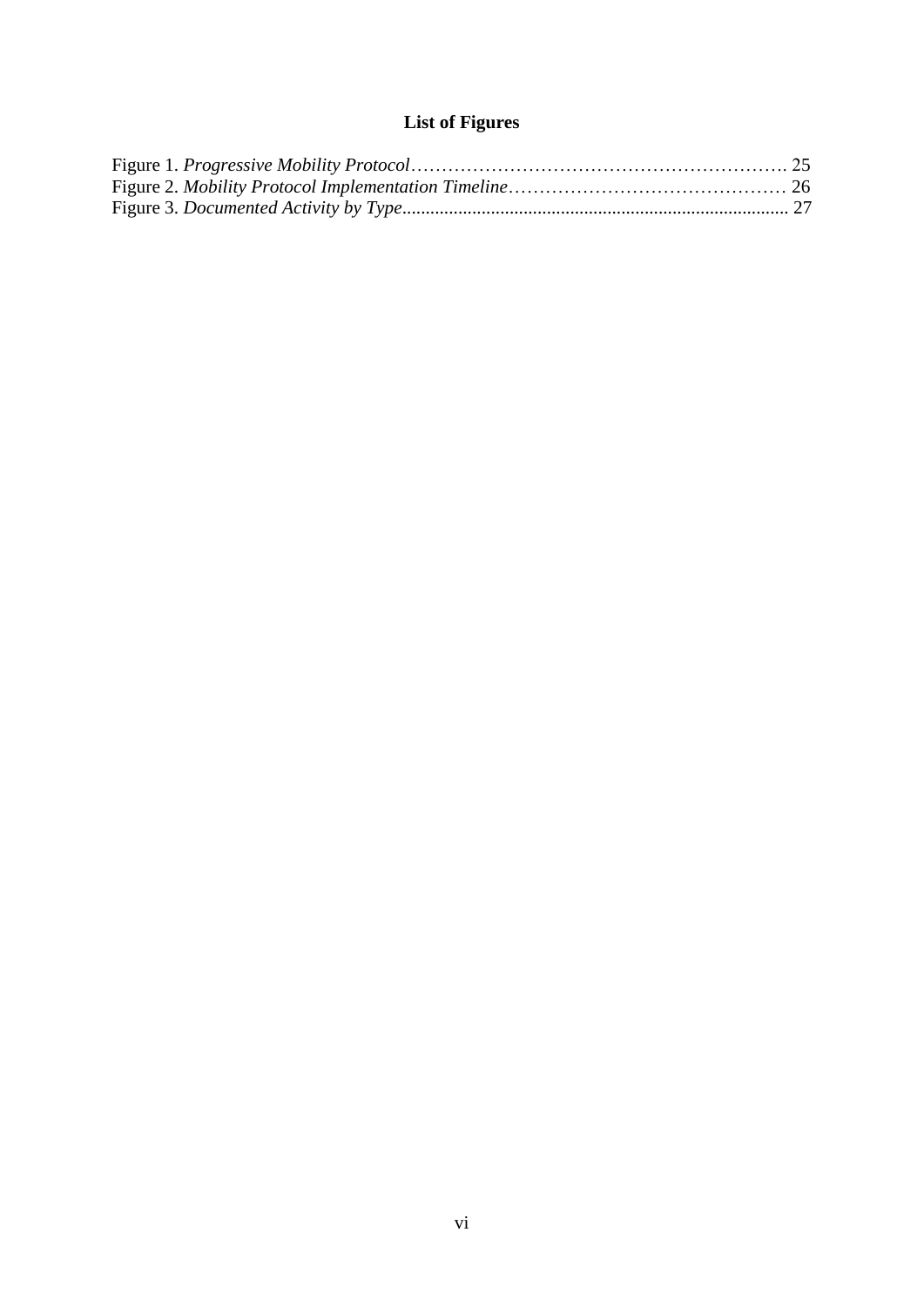# List of Figures

Figure 1. *Progressive Mobility Protocol*…………………………………………………. 25
Figure 2. *Mobility Protocol Implementation Timeline*……………………………………… 26
Figure 3. *Documented Activity by Type*................................................................................... 27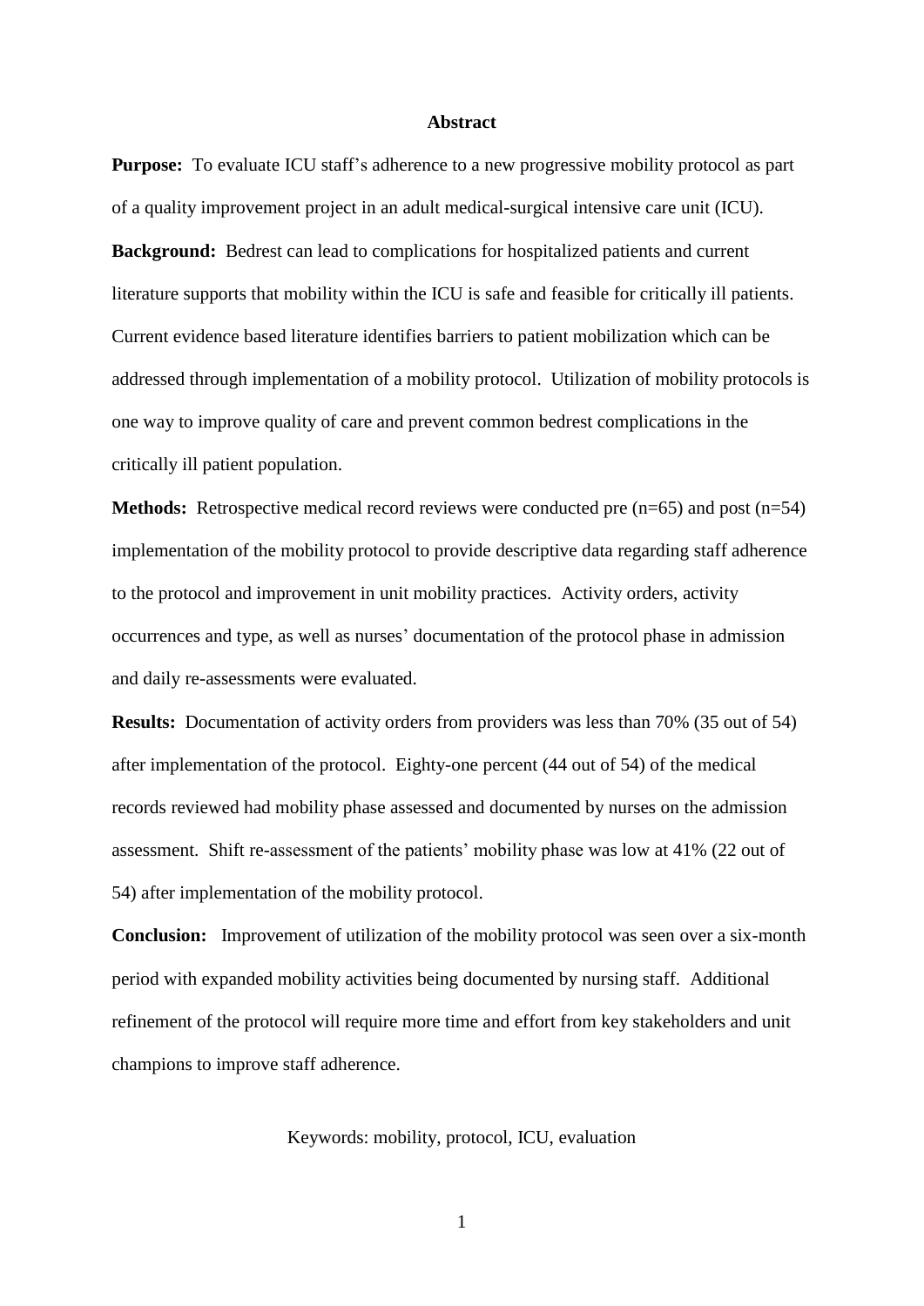## Abstract

**Purpose:** To evaluate ICU staff's adherence to a new progressive mobility protocol as part of a quality improvement project in an adult medical-surgical intensive care unit (ICU).

**Background:** Bedrest can lead to complications for hospitalized patients and current literature supports that mobility within the ICU is safe and feasible for critically ill patients. Current evidence based literature identifies barriers to patient mobilization which can be addressed through implementation of a mobility protocol. Utilization of mobility protocols is one way to improve quality of care and prevent common bedrest complications in the critically ill patient population.

**Methods:** Retrospective medical record reviews were conducted pre (n=65) and post (n=54) implementation of the mobility protocol to provide descriptive data regarding staff adherence to the protocol and improvement in unit mobility practices. Activity orders, activity occurrences and type, as well as nurses' documentation of the protocol phase in admission and daily re-assessments were evaluated.

**Results:** Documentation of activity orders from providers was less than 70% (35 out of 54) after implementation of the protocol. Eighty-one percent (44 out of 54) of the medical records reviewed had mobility phase assessed and documented by nurses on the admission assessment. Shift re-assessment of the patients' mobility phase was low at 41% (22 out of 54) after implementation of the mobility protocol.

**Conclusion:** Improvement of utilization of the mobility protocol was seen over a six-month period with expanded mobility activities being documented by nursing staff. Additional refinement of the protocol will require more time and effort from key stakeholders and unit champions to improve staff adherence.

Keywords: mobility, protocol, ICU, evaluation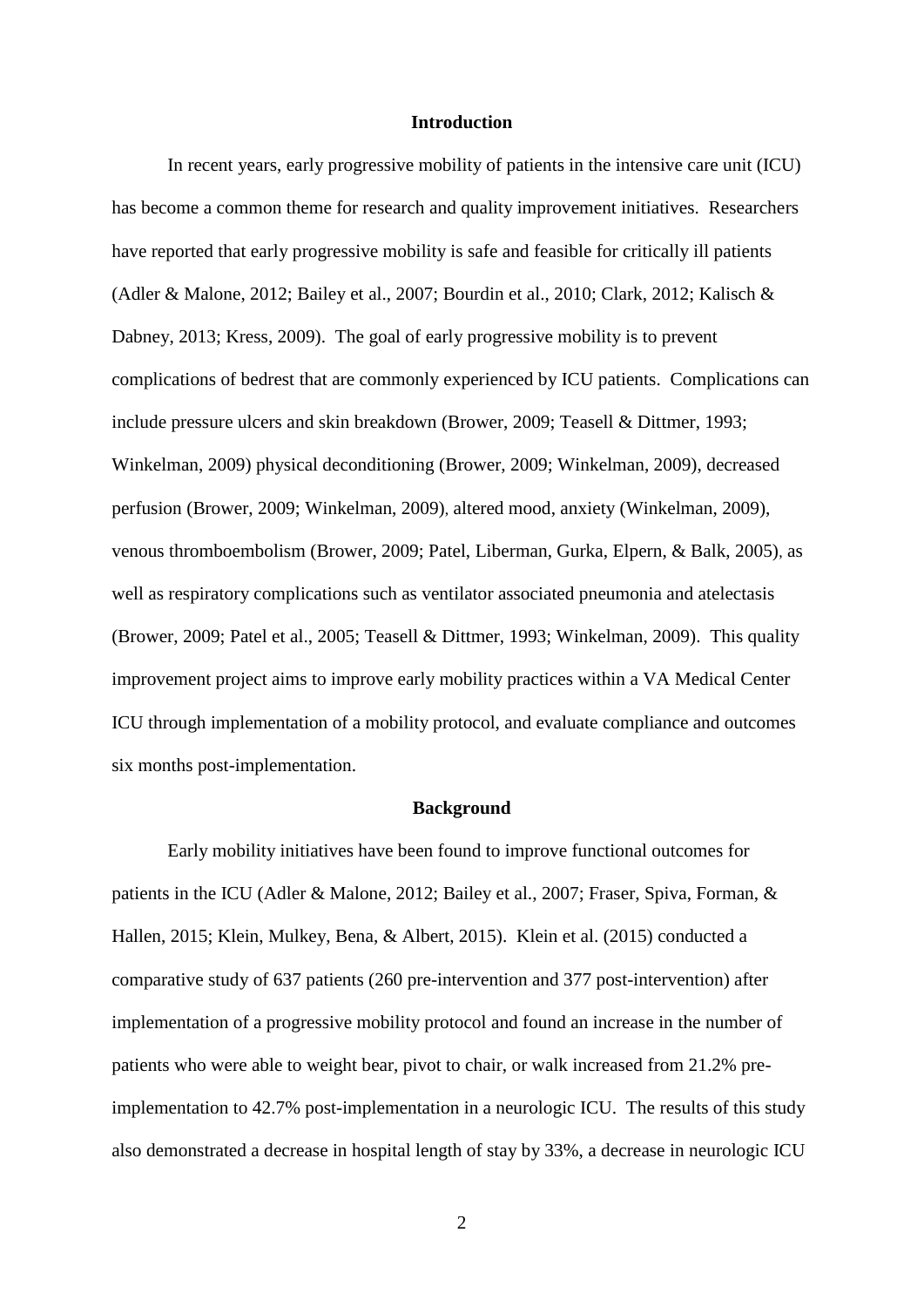## Introduction

In recent years, early progressive mobility of patients in the intensive care unit (ICU) has become a common theme for research and quality improvement initiatives. Researchers have reported that early progressive mobility is safe and feasible for critically ill patients (Adler & Malone, 2012; Bailey et al., 2007; Bourdin et al., 2010; Clark, 2012; Kalisch & Dabney, 2013; Kress, 2009). The goal of early progressive mobility is to prevent complications of bedrest that are commonly experienced by ICU patients. Complications can include pressure ulcers and skin breakdown (Brower, 2009; Teasell & Dittmer, 1993; Winkelman, 2009) physical deconditioning (Brower, 2009; Winkelman, 2009), decreased perfusion (Brower, 2009; Winkelman, 2009), altered mood, anxiety (Winkelman, 2009), venous thromboembolism (Brower, 2009; Patel, Liberman, Gurka, Elpern, & Balk, 2005), as well as respiratory complications such as ventilator associated pneumonia and atelectasis (Brower, 2009; Patel et al., 2005; Teasell & Dittmer, 1993; Winkelman, 2009). This quality improvement project aims to improve early mobility practices within a VA Medical Center ICU through implementation of a mobility protocol, and evaluate compliance and outcomes six months post-implementation.

## Background

Early mobility initiatives have been found to improve functional outcomes for patients in the ICU (Adler & Malone, 2012; Bailey et al., 2007; Fraser, Spiva, Forman, & Hallen, 2015; Klein, Mulkey, Bena, & Albert, 2015). Klein et al. (2015) conducted a comparative study of 637 patients (260 pre-intervention and 377 post-intervention) after implementation of a progressive mobility protocol and found an increase in the number of patients who were able to weight bear, pivot to chair, or walk increased from 21.2% pre-implementation to 42.7% post-implementation in a neurologic ICU. The results of this study also demonstrated a decrease in hospital length of stay by 33%, a decrease in neurologic ICU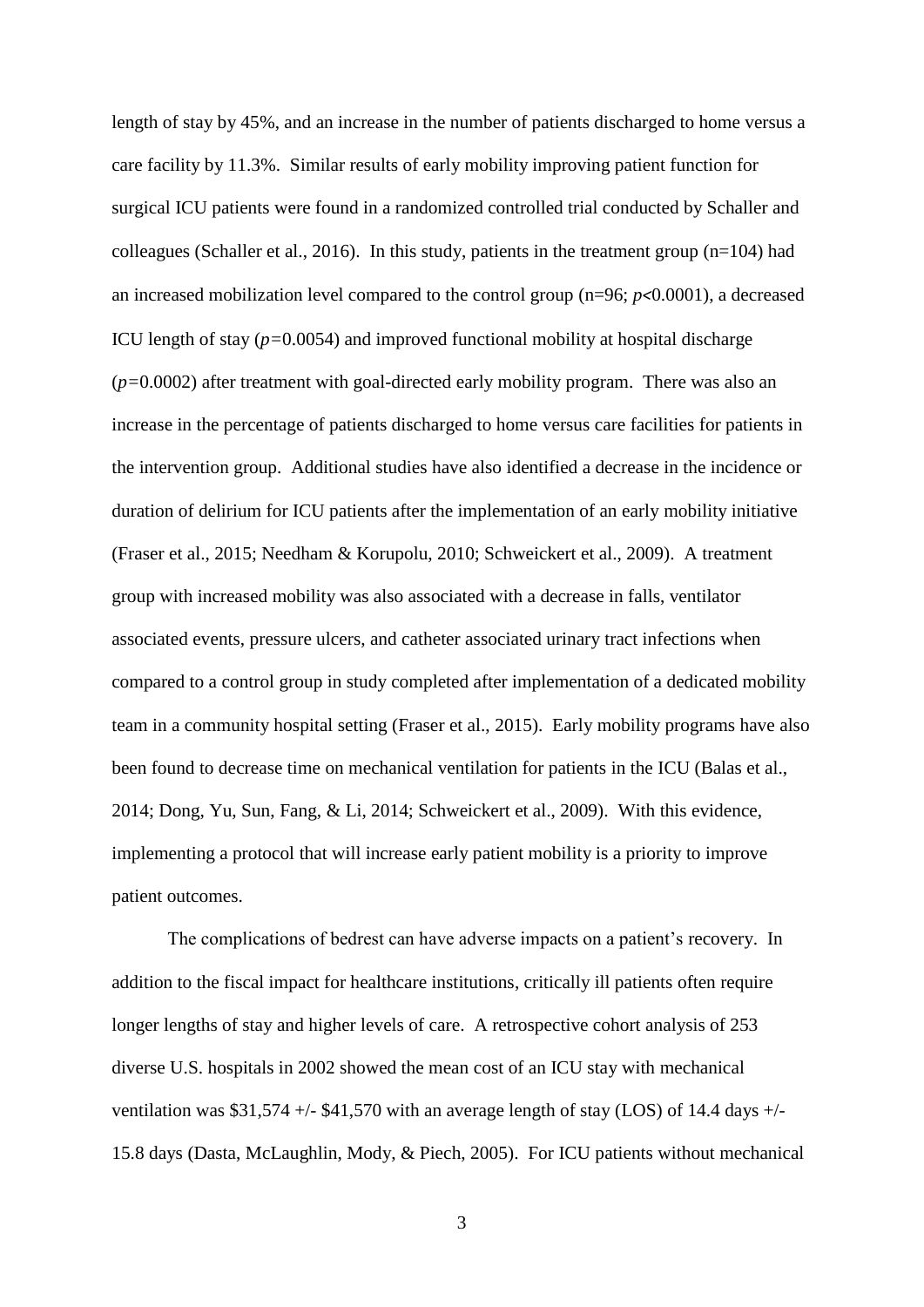length of stay by 45%, and an increase in the number of patients discharged to home versus a care facility by 11.3%. Similar results of early mobility improving patient function for surgical ICU patients were found in a randomized controlled trial conducted by Schaller and colleagues (Schaller et al., 2016). In this study, patients in the treatment group (n=104) had an increased mobilization level compared to the control group (n=96; $p<0.0001$), a decreased ICU length of stay ($p=0.0054$) and improved functional mobility at hospital discharge ($p=0.0002$) after treatment with goal-directed early mobility program. There was also an increase in the percentage of patients discharged to home versus care facilities for patients in the intervention group. Additional studies have also identified a decrease in the incidence or duration of delirium for ICU patients after the implementation of an early mobility initiative (Fraser et al., 2015; Needham & Korupolu, 2010; Schweickert et al., 2009). A treatment group with increased mobility was also associated with a decrease in falls, ventilator associated events, pressure ulcers, and catheter associated urinary tract infections when compared to a control group in study completed after implementation of a dedicated mobility team in a community hospital setting (Fraser et al., 2015). Early mobility programs have also been found to decrease time on mechanical ventilation for patients in the ICU (Balas et al., 2014; Dong, Yu, Sun, Fang, & Li, 2014; Schweickert et al., 2009). With this evidence, implementing a protocol that will increase early patient mobility is a priority to improve patient outcomes.

The complications of bedrest can have adverse impacts on a patient's recovery. In addition to the fiscal impact for healthcare institutions, critically ill patients often require longer lengths of stay and higher levels of care. A retrospective cohort analysis of 253 diverse U.S. hospitals in 2002 showed the mean cost of an ICU stay with mechanical ventilation was \$31,574 +/- \$41,570 with an average length of stay (LOS) of 14.4 days +/- 15.8 days (Dasta, McLaughlin, Mody, & Piech, 2005). For ICU patients without mechanical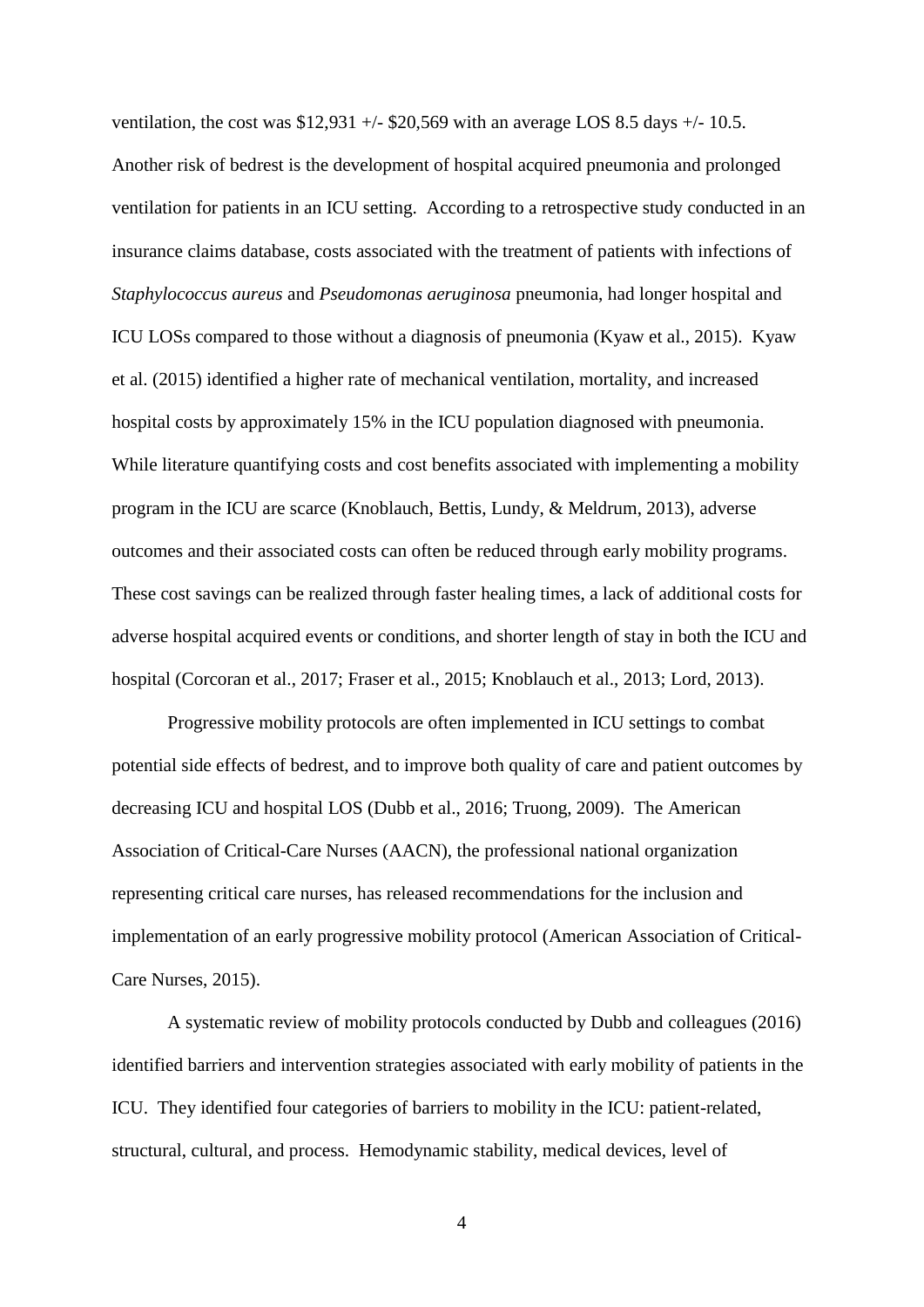ventilation, the cost was $12,931 +/- $20,569 with an average LOS 8.5 days +/- 10.5. Another risk of bedrest is the development of hospital acquired pneumonia and prolonged ventilation for patients in an ICU setting. According to a retrospective study conducted in an insurance claims database, costs associated with the treatment of patients with infections of *Staphylococcus aureus* and *Pseudomonas aeruginosa* pneumonia, had longer hospital and ICU LOSs compared to those without a diagnosis of pneumonia (Kyaw et al., 2015). Kyaw et al. (2015) identified a higher rate of mechanical ventilation, mortality, and increased hospital costs by approximately 15% in the ICU population diagnosed with pneumonia. While literature quantifying costs and cost benefits associated with implementing a mobility program in the ICU are scarce (Knoblauch, Bettis, Lundy, & Meldrum, 2013), adverse outcomes and their associated costs can often be reduced through early mobility programs. These cost savings can be realized through faster healing times, a lack of additional costs for adverse hospital acquired events or conditions, and shorter length of stay in both the ICU and hospital (Corcoran et al., 2017; Fraser et al., 2015; Knoblauch et al., 2013; Lord, 2013).

Progressive mobility protocols are often implemented in ICU settings to combat potential side effects of bedrest, and to improve both quality of care and patient outcomes by decreasing ICU and hospital LOS (Dubb et al., 2016; Truong, 2009). The American Association of Critical-Care Nurses (AACN), the professional national organization representing critical care nurses, has released recommendations for the inclusion and implementation of an early progressive mobility protocol (American Association of Critical-Care Nurses, 2015).

A systematic review of mobility protocols conducted by Dubb and colleagues (2016) identified barriers and intervention strategies associated with early mobility of patients in the ICU. They identified four categories of barriers to mobility in the ICU: patient-related, structural, cultural, and process. Hemodynamic stability, medical devices, level of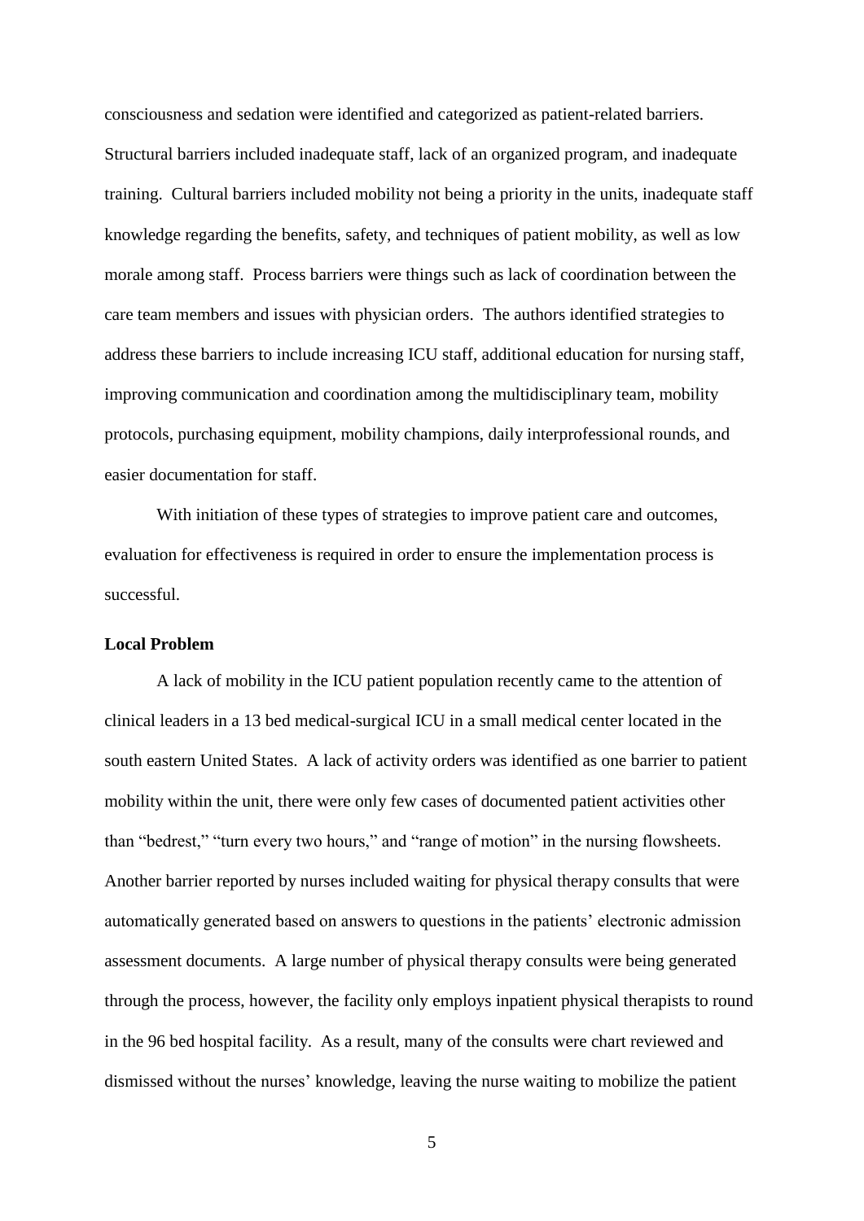consciousness and sedation were identified and categorized as patient-related barriers. Structural barriers included inadequate staff, lack of an organized program, and inadequate training. Cultural barriers included mobility not being a priority in the units, inadequate staff knowledge regarding the benefits, safety, and techniques of patient mobility, as well as low morale among staff. Process barriers were things such as lack of coordination between the care team members and issues with physician orders. The authors identified strategies to address these barriers to include increasing ICU staff, additional education for nursing staff, improving communication and coordination among the multidisciplinary team, mobility protocols, purchasing equipment, mobility champions, daily interprofessional rounds, and easier documentation for staff.

With initiation of these types of strategies to improve patient care and outcomes, evaluation for effectiveness is required in order to ensure the implementation process is successful.

**Local Problem**

A lack of mobility in the ICU patient population recently came to the attention of clinical leaders in a 13 bed medical-surgical ICU in a small medical center located in the south eastern United States. A lack of activity orders was identified as one barrier to patient mobility within the unit, there were only few cases of documented patient activities other than "bedrest," "turn every two hours," and "range of motion" in the nursing flowsheets. Another barrier reported by nurses included waiting for physical therapy consults that were automatically generated based on answers to questions in the patients' electronic admission assessment documents. A large number of physical therapy consults were being generated through the process, however, the facility only employs inpatient physical therapists to round in the 96 bed hospital facility. As a result, many of the consults were chart reviewed and dismissed without the nurses' knowledge, leaving the nurse waiting to mobilize the patient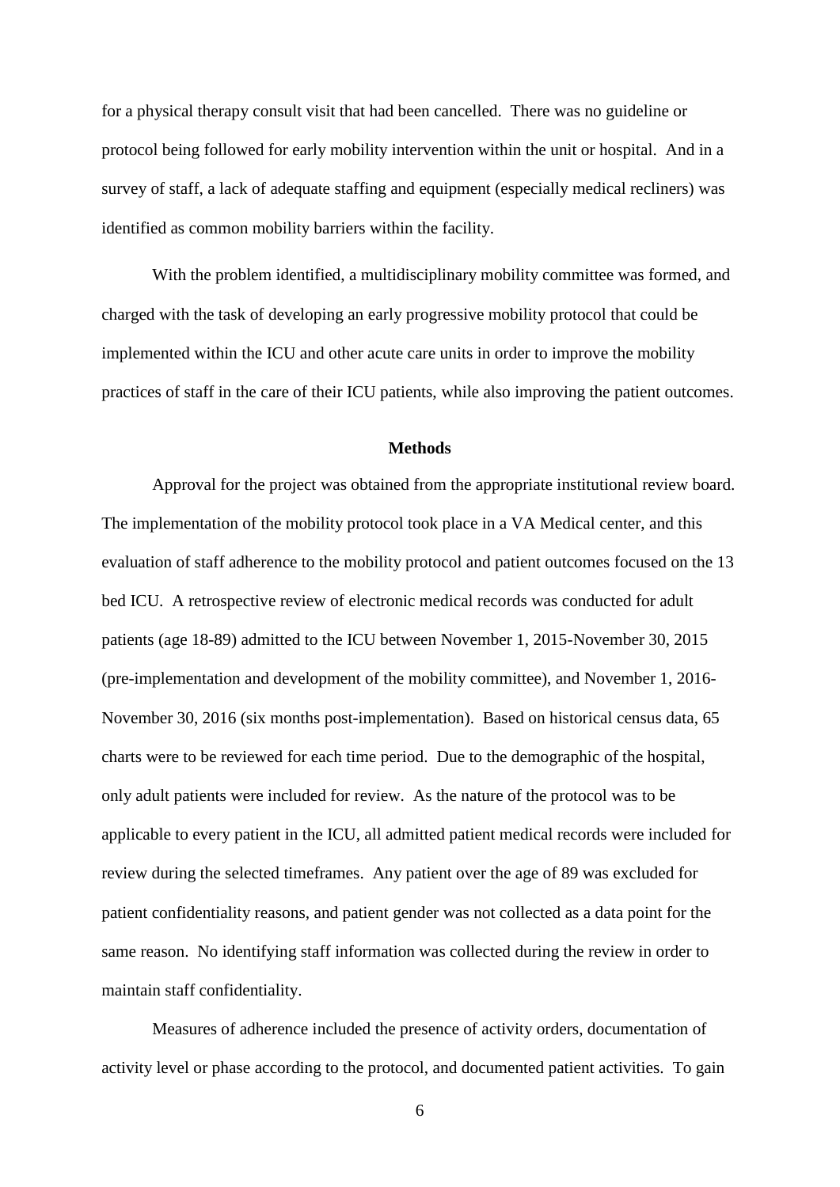for a physical therapy consult visit that had been cancelled. There was no guideline or protocol being followed for early mobility intervention within the unit or hospital. And in a survey of staff, a lack of adequate staffing and equipment (especially medical recliners) was identified as common mobility barriers within the facility.

With the problem identified, a multidisciplinary mobility committee was formed, and charged with the task of developing an early progressive mobility protocol that could be implemented within the ICU and other acute care units in order to improve the mobility practices of staff in the care of their ICU patients, while also improving the patient outcomes.

## Methods

Approval for the project was obtained from the appropriate institutional review board. The implementation of the mobility protocol took place in a VA Medical center, and this evaluation of staff adherence to the mobility protocol and patient outcomes focused on the 13 bed ICU. A retrospective review of electronic medical records was conducted for adult patients (age 18-89) admitted to the ICU between November 1, 2015-November 30, 2015 (pre-implementation and development of the mobility committee), and November 1, 2016-November 30, 2016 (six months post-implementation). Based on historical census data, 65 charts were to be reviewed for each time period. Due to the demographic of the hospital, only adult patients were included for review. As the nature of the protocol was to be applicable to every patient in the ICU, all admitted patient medical records were included for review during the selected timeframes. Any patient over the age of 89 was excluded for patient confidentiality reasons, and patient gender was not collected as a data point for the same reason. No identifying staff information was collected during the review in order to maintain staff confidentiality.

Measures of adherence included the presence of activity orders, documentation of activity level or phase according to the protocol, and documented patient activities. To gain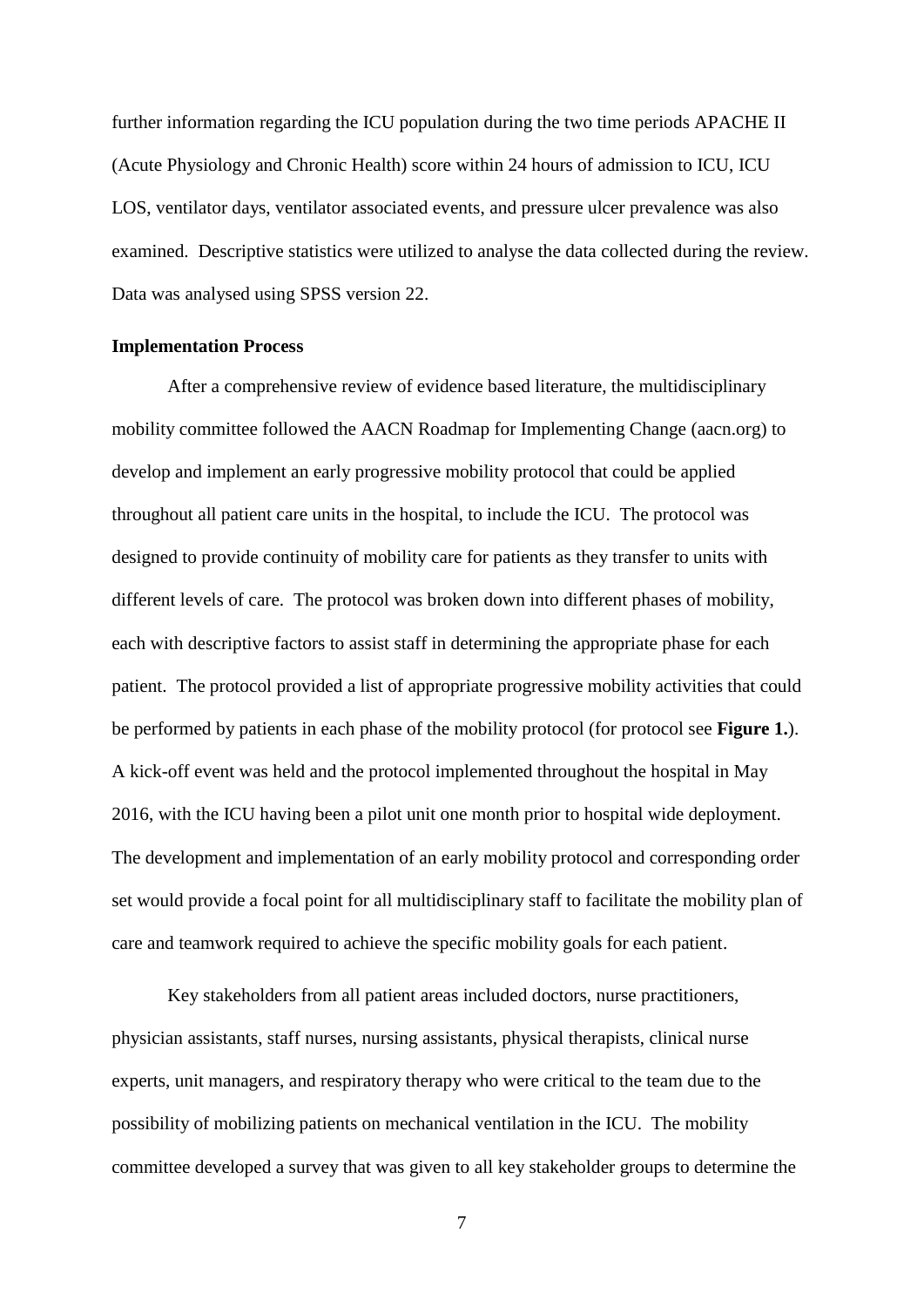further information regarding the ICU population during the two time periods APACHE II (Acute Physiology and Chronic Health) score within 24 hours of admission to ICU, ICU LOS, ventilator days, ventilator associated events, and pressure ulcer prevalence was also examined. Descriptive statistics were utilized to analyse the data collected during the review. Data was analysed using SPSS version 22.

**Implementation Process**

After a comprehensive review of evidence based literature, the multidisciplinary mobility committee followed the AACN Roadmap for Implementing Change (aacn.org) to develop and implement an early progressive mobility protocol that could be applied throughout all patient care units in the hospital, to include the ICU. The protocol was designed to provide continuity of mobility care for patients as they transfer to units with different levels of care. The protocol was broken down into different phases of mobility, each with descriptive factors to assist staff in determining the appropriate phase for each patient. The protocol provided a list of appropriate progressive mobility activities that could be performed by patients in each phase of the mobility protocol (for protocol see **Figure 1.**). A kick-off event was held and the protocol implemented throughout the hospital in May 2016, with the ICU having been a pilot unit one month prior to hospital wide deployment. The development and implementation of an early mobility protocol and corresponding order set would provide a focal point for all multidisciplinary staff to facilitate the mobility plan of care and teamwork required to achieve the specific mobility goals for each patient.

Key stakeholders from all patient areas included doctors, nurse practitioners, physician assistants, staff nurses, nursing assistants, physical therapists, clinical nurse experts, unit managers, and respiratory therapy who were critical to the team due to the possibility of mobilizing patients on mechanical ventilation in the ICU. The mobility committee developed a survey that was given to all key stakeholder groups to determine the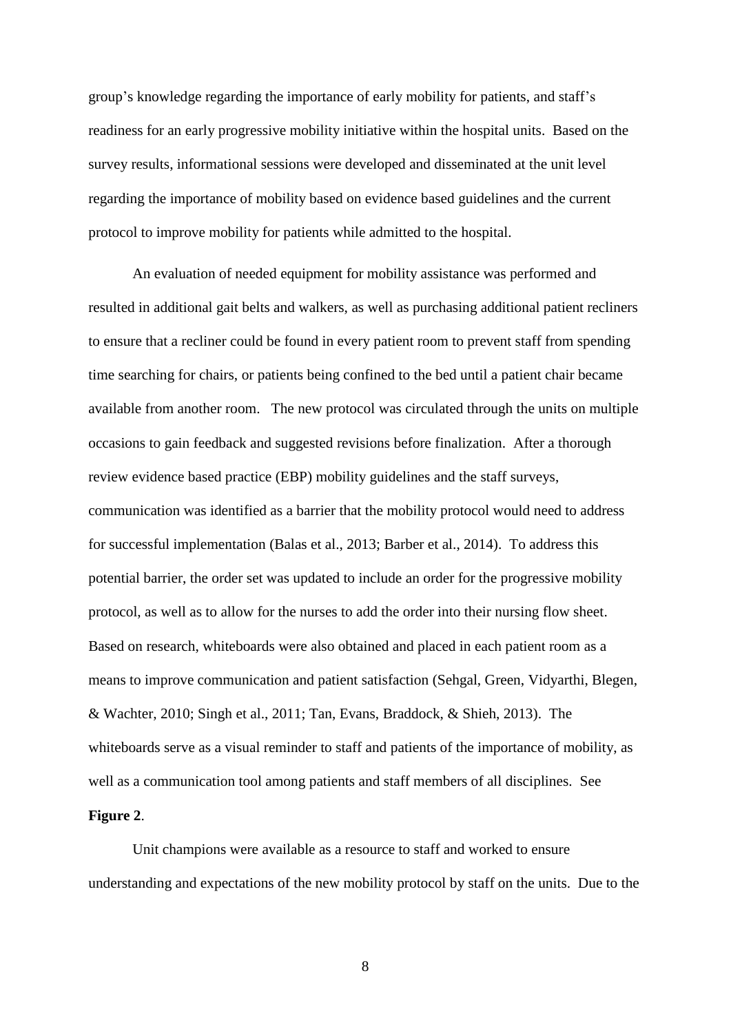group's knowledge regarding the importance of early mobility for patients, and staff's readiness for an early progressive mobility initiative within the hospital units. Based on the survey results, informational sessions were developed and disseminated at the unit level regarding the importance of mobility based on evidence based guidelines and the current protocol to improve mobility for patients while admitted to the hospital.

An evaluation of needed equipment for mobility assistance was performed and resulted in additional gait belts and walkers, as well as purchasing additional patient recliners to ensure that a recliner could be found in every patient room to prevent staff from spending time searching for chairs, or patients being confined to the bed until a patient chair became available from another room. The new protocol was circulated through the units on multiple occasions to gain feedback and suggested revisions before finalization. After a thorough review evidence based practice (EBP) mobility guidelines and the staff surveys, communication was identified as a barrier that the mobility protocol would need to address for successful implementation (Balas et al., 2013; Barber et al., 2014). To address this potential barrier, the order set was updated to include an order for the progressive mobility protocol, as well as to allow for the nurses to add the order into their nursing flow sheet. Based on research, whiteboards were also obtained and placed in each patient room as a means to improve communication and patient satisfaction (Sehgal, Green, Vidyarthi, Blegen, & Wachter, 2010; Singh et al., 2011; Tan, Evans, Braddock, & Shieh, 2013). The whiteboards serve as a visual reminder to staff and patients of the importance of mobility, as well as a communication tool among patients and staff members of all disciplines. See **Figure 2**.

Unit champions were available as a resource to staff and worked to ensure understanding and expectations of the new mobility protocol by staff on the units. Due to the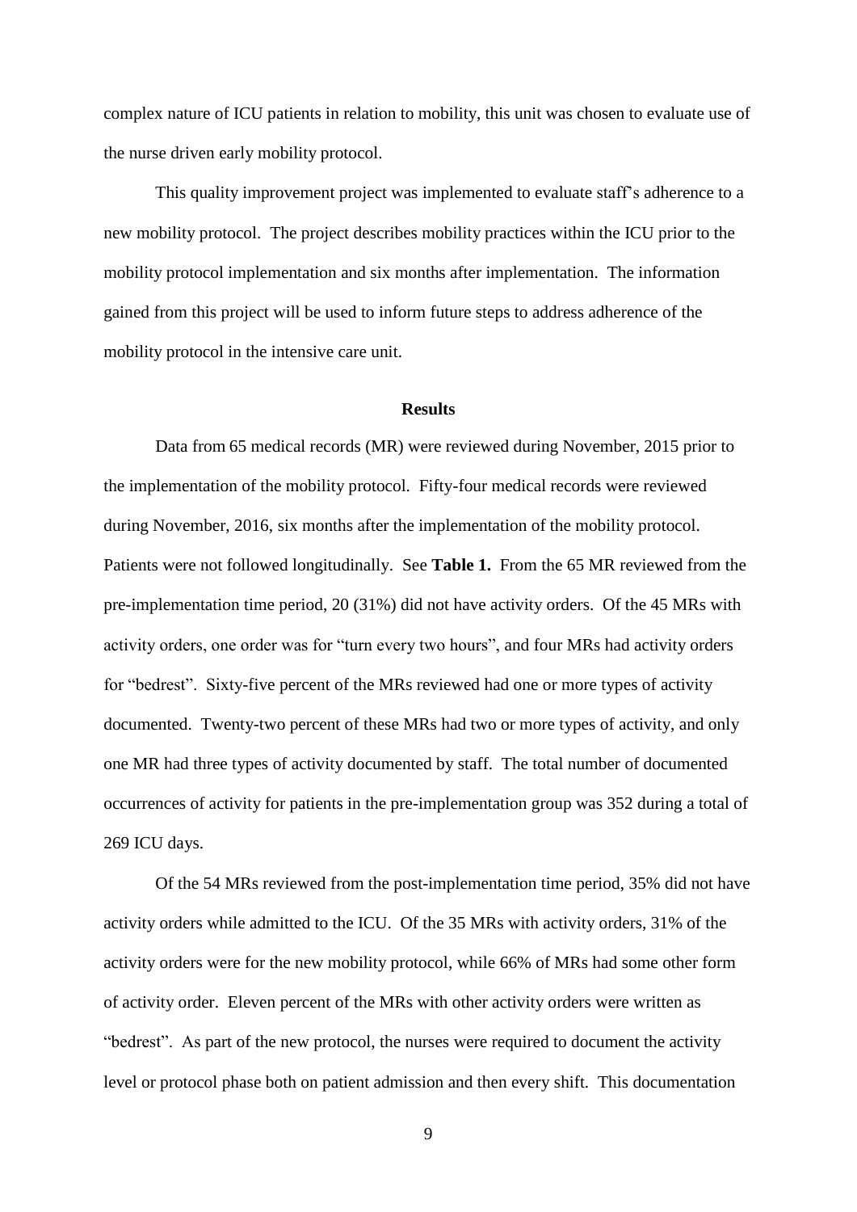complex nature of ICU patients in relation to mobility, this unit was chosen to evaluate use of the nurse driven early mobility protocol.

This quality improvement project was implemented to evaluate staff's adherence to a new mobility protocol. The project describes mobility practices within the ICU prior to the mobility protocol implementation and six months after implementation. The information gained from this project will be used to inform future steps to address adherence of the mobility protocol in the intensive care unit.

## Results

Data from 65 medical records (MR) were reviewed during November, 2015 prior to the implementation of the mobility protocol. Fifty-four medical records were reviewed during November, 2016, six months after the implementation of the mobility protocol. Patients were not followed longitudinally. See **Table 1.** From the 65 MR reviewed from the pre-implementation time period, 20 (31%) did not have activity orders. Of the 45 MRs with activity orders, one order was for "turn every two hours", and four MRs had activity orders for "bedrest". Sixty-five percent of the MRs reviewed had one or more types of activity documented. Twenty-two percent of these MRs had two or more types of activity, and only one MR had three types of activity documented by staff. The total number of documented occurrences of activity for patients in the pre-implementation group was 352 during a total of 269 ICU days.

Of the 54 MRs reviewed from the post-implementation time period, 35% did not have activity orders while admitted to the ICU. Of the 35 MRs with activity orders, 31% of the activity orders were for the new mobility protocol, while 66% of MRs had some other form of activity order. Eleven percent of the MRs with other activity orders were written as "bedrest". As part of the new protocol, the nurses were required to document the activity level or protocol phase both on patient admission and then every shift. This documentation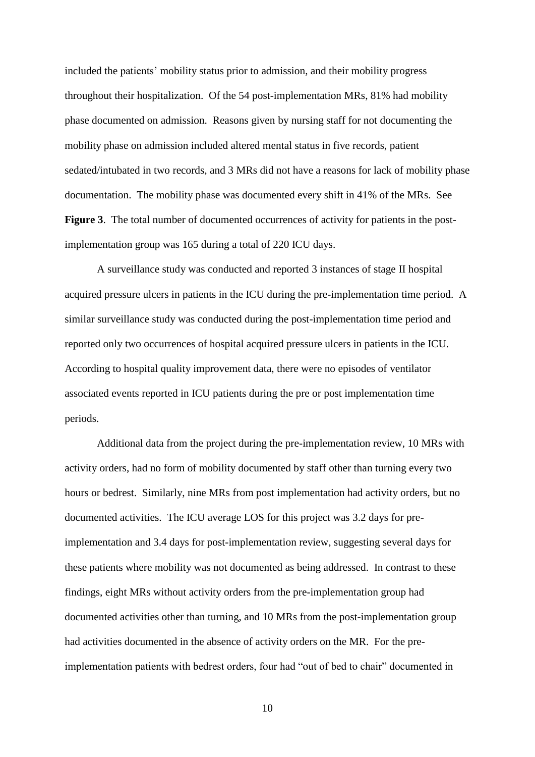included the patients' mobility status prior to admission, and their mobility progress throughout their hospitalization. Of the 54 post-implementation MRs, 81% had mobility phase documented on admission. Reasons given by nursing staff for not documenting the mobility phase on admission included altered mental status in five records, patient sedated/intubated in two records, and 3 MRs did not have a reasons for lack of mobility phase documentation. The mobility phase was documented every shift in 41% of the MRs. See **Figure 3**. The total number of documented occurrences of activity for patients in the post-implementation group was 165 during a total of 220 ICU days.

A surveillance study was conducted and reported 3 instances of stage II hospital acquired pressure ulcers in patients in the ICU during the pre-implementation time period. A similar surveillance study was conducted during the post-implementation time period and reported only two occurrences of hospital acquired pressure ulcers in patients in the ICU. According to hospital quality improvement data, there were no episodes of ventilator associated events reported in ICU patients during the pre or post implementation time periods.

Additional data from the project during the pre-implementation review, 10 MRs with activity orders, had no form of mobility documented by staff other than turning every two hours or bedrest. Similarly, nine MRs from post implementation had activity orders, but no documented activities. The ICU average LOS for this project was 3.2 days for pre-implementation and 3.4 days for post-implementation review, suggesting several days for these patients where mobility was not documented as being addressed. In contrast to these findings, eight MRs without activity orders from the pre-implementation group had documented activities other than turning, and 10 MRs from the post-implementation group had activities documented in the absence of activity orders on the MR. For the pre-implementation patients with bedrest orders, four had "out of bed to chair" documented in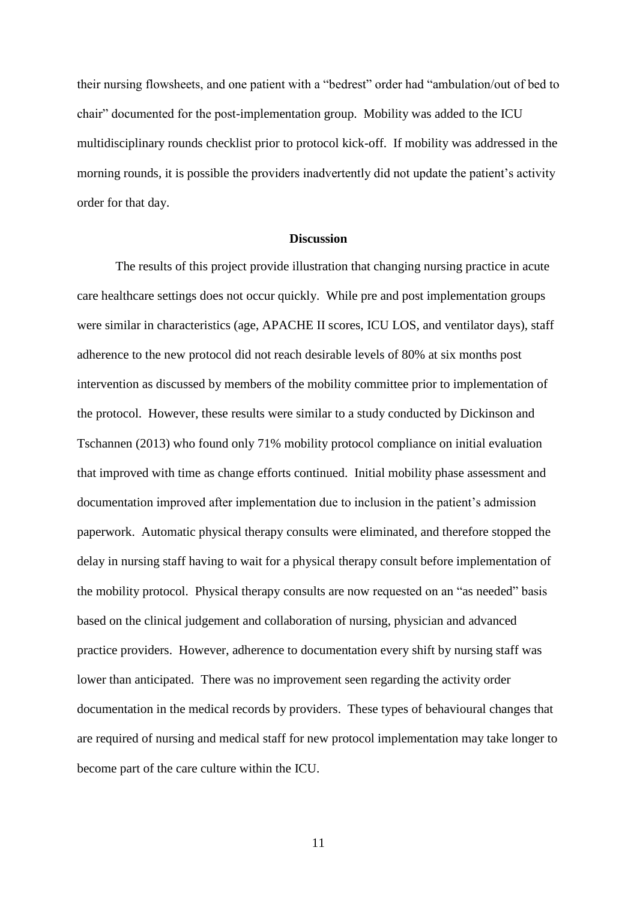their nursing flowsheets, and one patient with a "bedrest" order had "ambulation/out of bed to chair" documented for the post-implementation group. Mobility was added to the ICU multidisciplinary rounds checklist prior to protocol kick-off. If mobility was addressed in the morning rounds, it is possible the providers inadvertently did not update the patient's activity order for that day.

## Discussion

The results of this project provide illustration that changing nursing practice in acute care healthcare settings does not occur quickly. While pre and post implementation groups were similar in characteristics (age, APACHE II scores, ICU LOS, and ventilator days), staff adherence to the new protocol did not reach desirable levels of 80% at six months post intervention as discussed by members of the mobility committee prior to implementation of the protocol. However, these results were similar to a study conducted by Dickinson and Tschannen (2013) who found only 71% mobility protocol compliance on initial evaluation that improved with time as change efforts continued. Initial mobility phase assessment and documentation improved after implementation due to inclusion in the patient's admission paperwork. Automatic physical therapy consults were eliminated, and therefore stopped the delay in nursing staff having to wait for a physical therapy consult before implementation of the mobility protocol. Physical therapy consults are now requested on an "as needed" basis based on the clinical judgement and collaboration of nursing, physician and advanced practice providers. However, adherence to documentation every shift by nursing staff was lower than anticipated. There was no improvement seen regarding the activity order documentation in the medical records by providers. These types of behavioural changes that are required of nursing and medical staff for new protocol implementation may take longer to become part of the care culture within the ICU.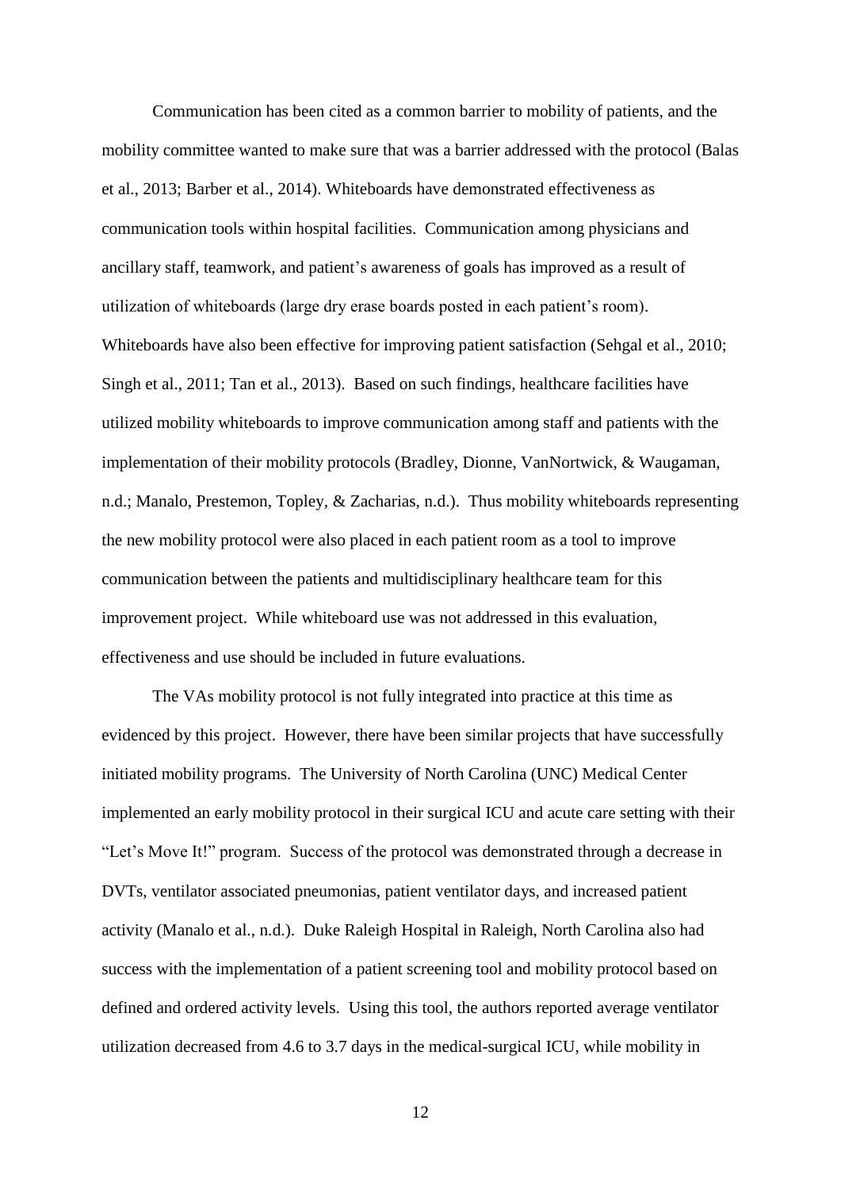Communication has been cited as a common barrier to mobility of patients, and the mobility committee wanted to make sure that was a barrier addressed with the protocol (Balas et al., 2013; Barber et al., 2014). Whiteboards have demonstrated effectiveness as communication tools within hospital facilities. Communication among physicians and ancillary staff, teamwork, and patient's awareness of goals has improved as a result of utilization of whiteboards (large dry erase boards posted in each patient's room). Whiteboards have also been effective for improving patient satisfaction (Sehgal et al., 2010; Singh et al., 2011; Tan et al., 2013). Based on such findings, healthcare facilities have utilized mobility whiteboards to improve communication among staff and patients with the implementation of their mobility protocols (Bradley, Dionne, VanNortwick, & Waugaman, n.d.; Manalo, Prestemon, Topley, & Zacharias, n.d.). Thus mobility whiteboards representing the new mobility protocol were also placed in each patient room as a tool to improve communication between the patients and multidisciplinary healthcare team for this improvement project. While whiteboard use was not addressed in this evaluation, effectiveness and use should be included in future evaluations.

The VAs mobility protocol is not fully integrated into practice at this time as evidenced by this project. However, there have been similar projects that have successfully initiated mobility programs. The University of North Carolina (UNC) Medical Center implemented an early mobility protocol in their surgical ICU and acute care setting with their "Let's Move It!" program. Success of the protocol was demonstrated through a decrease in DVTs, ventilator associated pneumonias, patient ventilator days, and increased patient activity (Manalo et al., n.d.). Duke Raleigh Hospital in Raleigh, North Carolina also had success with the implementation of a patient screening tool and mobility protocol based on defined and ordered activity levels. Using this tool, the authors reported average ventilator utilization decreased from 4.6 to 3.7 days in the medical-surgical ICU, while mobility in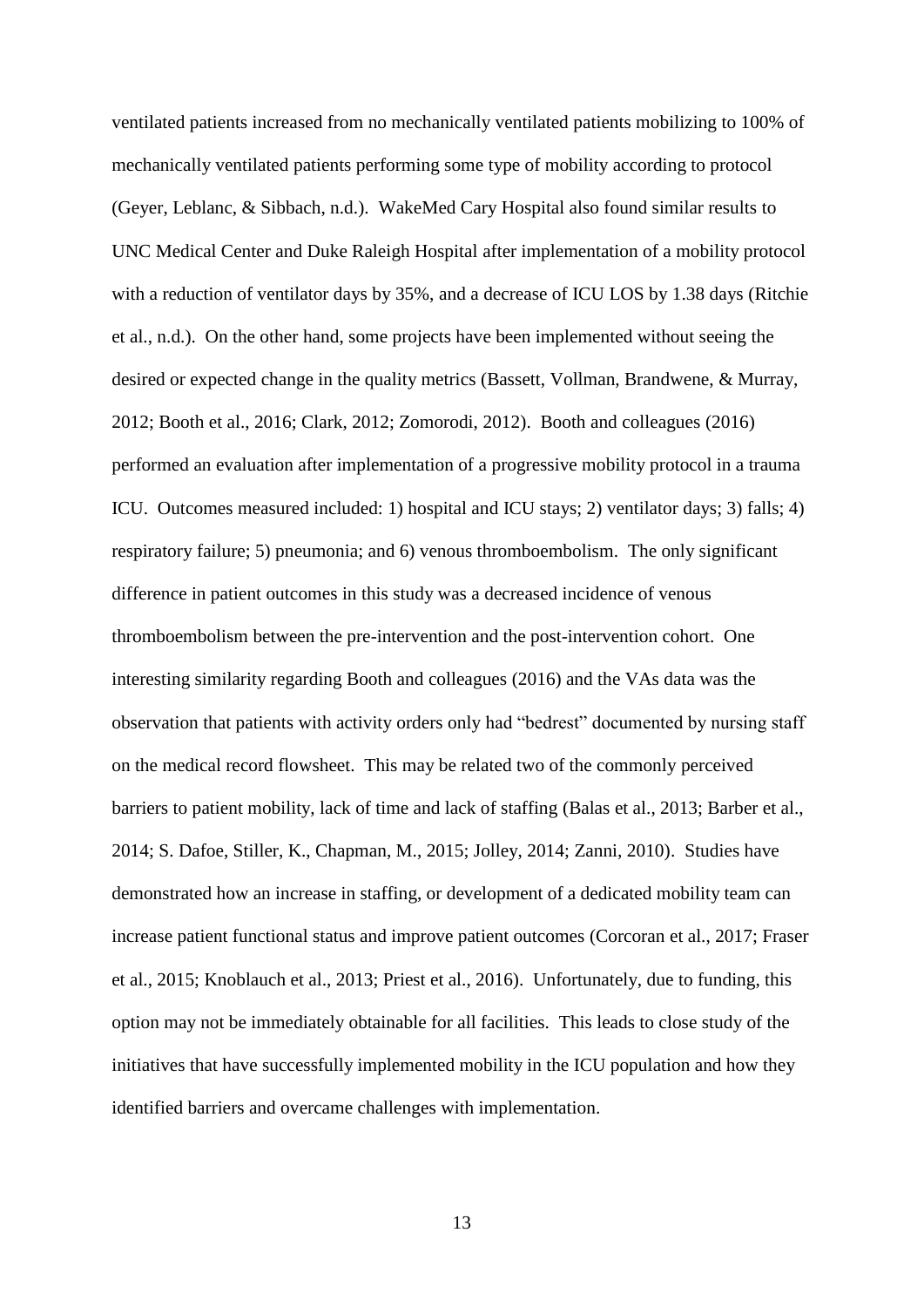ventilated patients increased from no mechanically ventilated patients mobilizing to 100% of mechanically ventilated patients performing some type of mobility according to protocol (Geyer, Leblanc, & Sibbach, n.d.). WakeMed Cary Hospital also found similar results to UNC Medical Center and Duke Raleigh Hospital after implementation of a mobility protocol with a reduction of ventilator days by 35%, and a decrease of ICU LOS by 1.38 days (Ritchie et al., n.d.). On the other hand, some projects have been implemented without seeing the desired or expected change in the quality metrics (Bassett, Vollman, Brandwene, & Murray, 2012; Booth et al., 2016; Clark, 2012; Zomorodi, 2012). Booth and colleagues (2016) performed an evaluation after implementation of a progressive mobility protocol in a trauma ICU. Outcomes measured included: 1) hospital and ICU stays; 2) ventilator days; 3) falls; 4) respiratory failure; 5) pneumonia; and 6) venous thromboembolism. The only significant difference in patient outcomes in this study was a decreased incidence of venous thromboembolism between the pre-intervention and the post-intervention cohort. One interesting similarity regarding Booth and colleagues (2016) and the VAs data was the observation that patients with activity orders only had "bedrest" documented by nursing staff on the medical record flowsheet. This may be related two of the commonly perceived barriers to patient mobility, lack of time and lack of staffing (Balas et al., 2013; Barber et al., 2014; S. Dafoe, Stiller, K., Chapman, M., 2015; Jolley, 2014; Zanni, 2010). Studies have demonstrated how an increase in staffing, or development of a dedicated mobility team can increase patient functional status and improve patient outcomes (Corcoran et al., 2017; Fraser et al., 2015; Knoblauch et al., 2013; Priest et al., 2016). Unfortunately, due to funding, this option may not be immediately obtainable for all facilities. This leads to close study of the initiatives that have successfully implemented mobility in the ICU population and how they identified barriers and overcame challenges with implementation.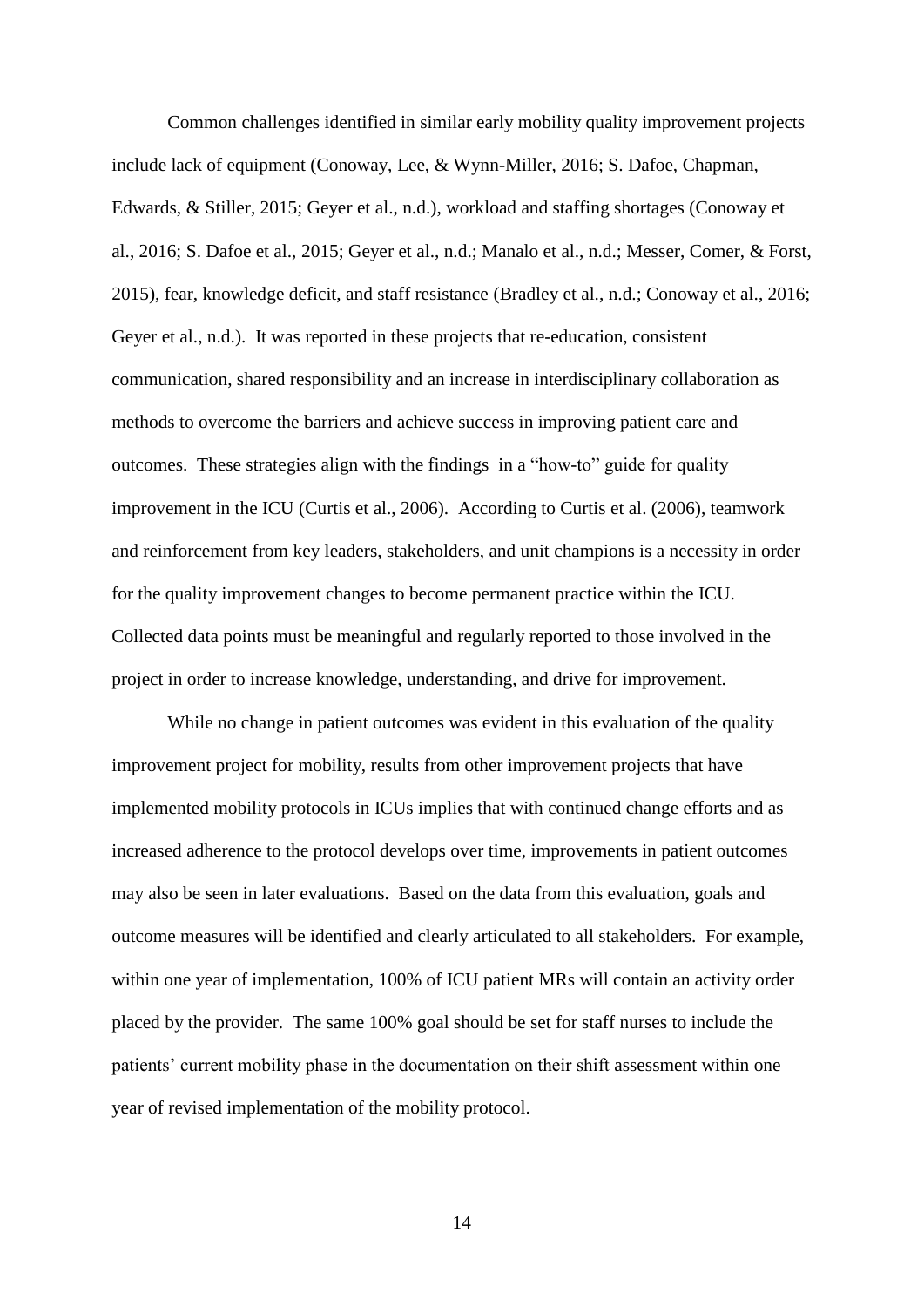Common challenges identified in similar early mobility quality improvement projects include lack of equipment (Conoway, Lee, & Wynn-Miller, 2016; S. Dafoe, Chapman, Edwards, & Stiller, 2015; Geyer et al., n.d.), workload and staffing shortages (Conoway et al., 2016; S. Dafoe et al., 2015; Geyer et al., n.d.; Manalo et al., n.d.; Messer, Comer, & Forst, 2015), fear, knowledge deficit, and staff resistance (Bradley et al., n.d.; Conoway et al., 2016; Geyer et al., n.d.). It was reported in these projects that re-education, consistent communication, shared responsibility and an increase in interdisciplinary collaboration as methods to overcome the barriers and achieve success in improving patient care and outcomes. These strategies align with the findings in a "how-to" guide for quality improvement in the ICU (Curtis et al., 2006). According to Curtis et al. (2006), teamwork and reinforcement from key leaders, stakeholders, and unit champions is a necessity in order for the quality improvement changes to become permanent practice within the ICU. Collected data points must be meaningful and regularly reported to those involved in the project in order to increase knowledge, understanding, and drive for improvement.

While no change in patient outcomes was evident in this evaluation of the quality improvement project for mobility, results from other improvement projects that have implemented mobility protocols in ICUs implies that with continued change efforts and as increased adherence to the protocol develops over time, improvements in patient outcomes may also be seen in later evaluations. Based on the data from this evaluation, goals and outcome measures will be identified and clearly articulated to all stakeholders. For example, within one year of implementation, 100% of ICU patient MRs will contain an activity order placed by the provider. The same 100% goal should be set for staff nurses to include the patients' current mobility phase in the documentation on their shift assessment within one year of revised implementation of the mobility protocol.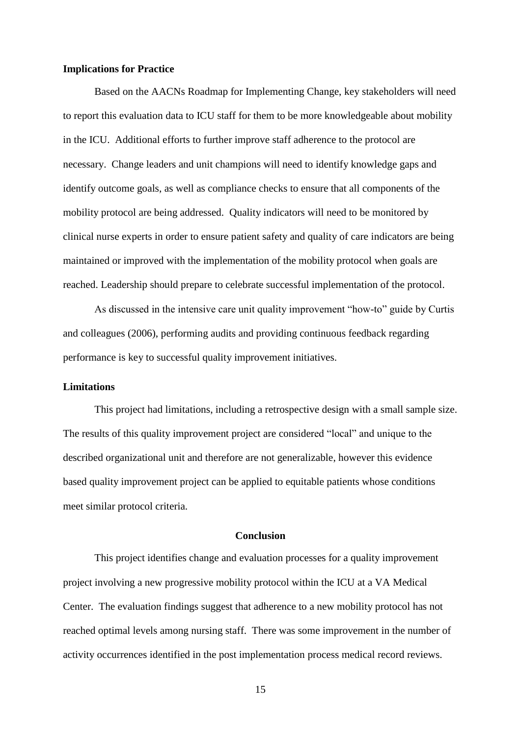### Implications for Practice

Based on the AACNs Roadmap for Implementing Change, key stakeholders will need to report this evaluation data to ICU staff for them to be more knowledgeable about mobility in the ICU. Additional efforts to further improve staff adherence to the protocol are necessary. Change leaders and unit champions will need to identify knowledge gaps and identify outcome goals, as well as compliance checks to ensure that all components of the mobility protocol are being addressed. Quality indicators will need to be monitored by clinical nurse experts in order to ensure patient safety and quality of care indicators are being maintained or improved with the implementation of the mobility protocol when goals are reached. Leadership should prepare to celebrate successful implementation of the protocol.

As discussed in the intensive care unit quality improvement "how-to" guide by Curtis and colleagues (2006), performing audits and providing continuous feedback regarding performance is key to successful quality improvement initiatives.

### Limitations

This project had limitations, including a retrospective design with a small sample size. The results of this quality improvement project are considered "local" and unique to the described organizational unit and therefore are not generalizable, however this evidence based quality improvement project can be applied to equitable patients whose conditions meet similar protocol criteria.

## Conclusion

This project identifies change and evaluation processes for a quality improvement project involving a new progressive mobility protocol within the ICU at a VA Medical Center. The evaluation findings suggest that adherence to a new mobility protocol has not reached optimal levels among nursing staff. There was some improvement in the number of activity occurrences identified in the post implementation process medical record reviews.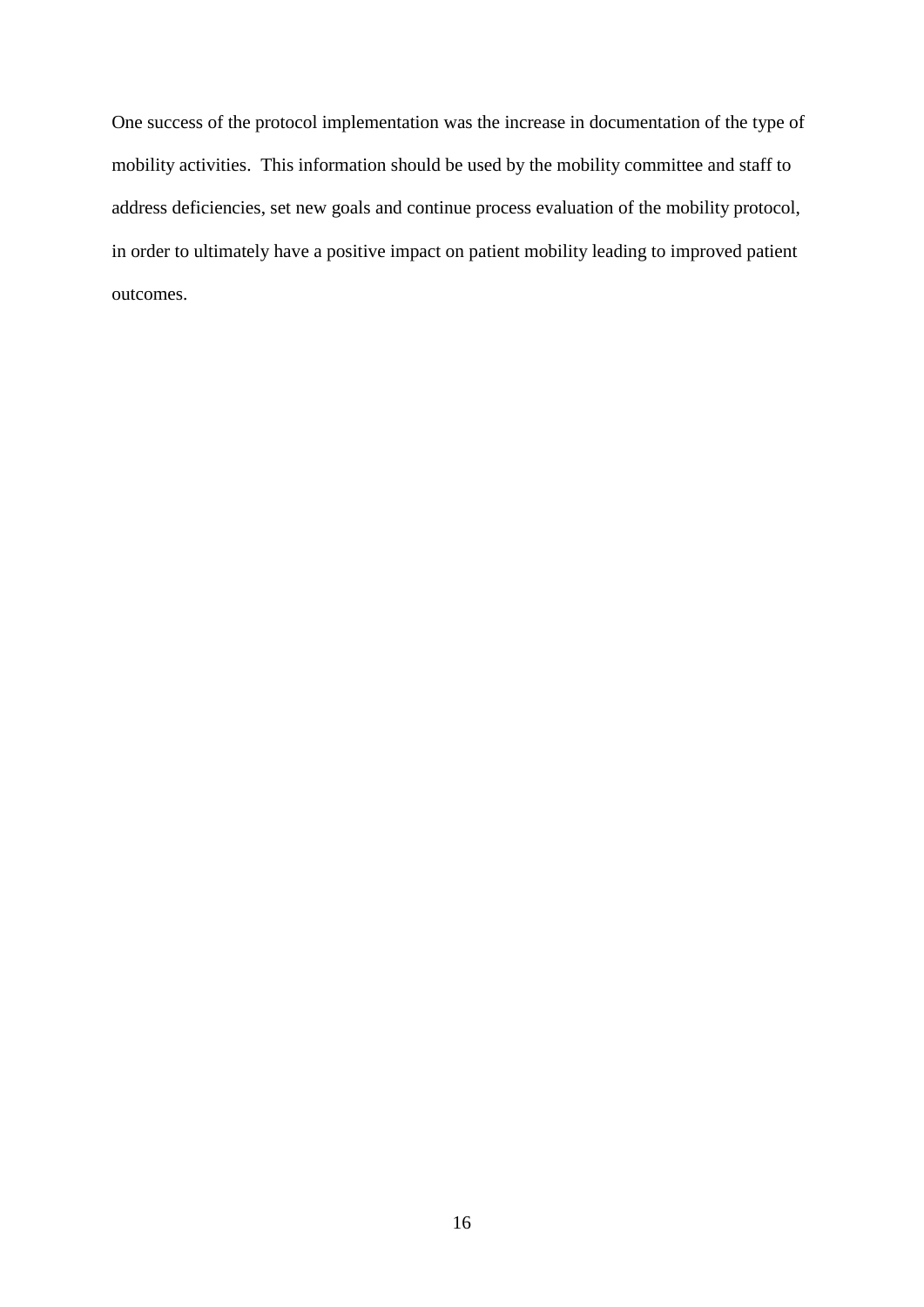One success of the protocol implementation was the increase in documentation of the type of mobility activities. This information should be used by the mobility committee and staff to address deficiencies, set new goals and continue process evaluation of the mobility protocol, in order to ultimately have a positive impact on patient mobility leading to improved patient outcomes.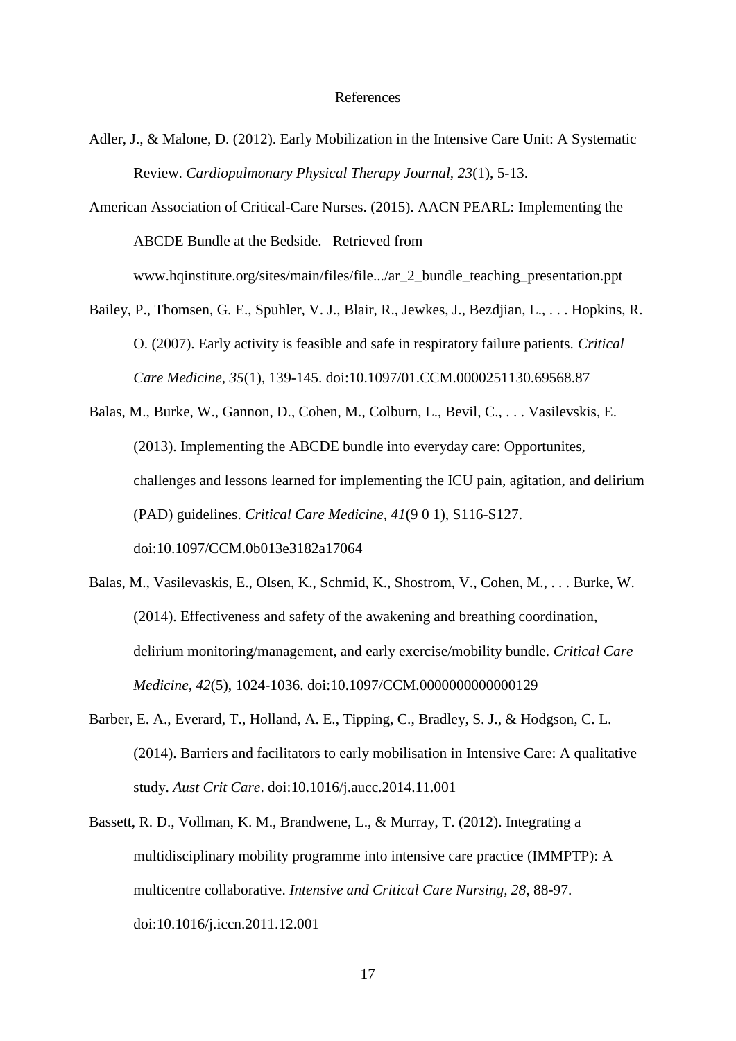# References

Adler, J., & Malone, D. (2012). Early Mobilization in the Intensive Care Unit: A Systematic Review. *Cardiopulmonary Physical Therapy Journal, 23*(1), 5-13.

American Association of Critical-Care Nurses. (2015). AACN PEARL: Implementing the ABCDE Bundle at the Bedside. Retrieved from www.hqinstitute.org/sites/main/files/file.../ar_2_bundle_teaching_presentation.ppt

Bailey, P., Thomsen, G. E., Spuhler, V. J., Blair, R., Jewkes, J., Bezdjian, L., . . . Hopkins, R. O. (2007). Early activity is feasible and safe in respiratory failure patients. *Critical Care Medicine, 35*(1), 139-145. doi:10.1097/01.CCM.0000251130.69568.87

Balas, M., Burke, W., Gannon, D., Cohen, M., Colburn, L., Bevil, C., . . . Vasilevskis, E. (2013). Implementing the ABCDE bundle into everyday care: Opportunites, challenges and lessons learned for implementing the ICU pain, agitation, and delirium (PAD) guidelines. *Critical Care Medicine, 41*(9 0 1), S116-S127. doi:10.1097/CCM.0b013e3182a17064

Balas, M., Vasilevaskis, E., Olsen, K., Schmid, K., Shostrom, V., Cohen, M., . . . Burke, W. (2014). Effectiveness and safety of the awakening and breathing coordination, delirium monitoring/management, and early exercise/mobility bundle. *Critical Care Medicine, 42*(5), 1024-1036. doi:10.1097/CCM.0000000000000129

Barber, E. A., Everard, T., Holland, A. E., Tipping, C., Bradley, S. J., & Hodgson, C. L. (2014). Barriers and facilitators to early mobilisation in Intensive Care: A qualitative study. *Aust Crit Care*. doi:10.1016/j.aucc.2014.11.001

Bassett, R. D., Vollman, K. M., Brandwene, L., & Murray, T. (2012). Integrating a multidisciplinary mobility programme into intensive care practice (IMMPTP): A multicentre collaborative. *Intensive and Critical Care Nursing, 28*, 88-97. doi:10.1016/j.iccn.2011.12.001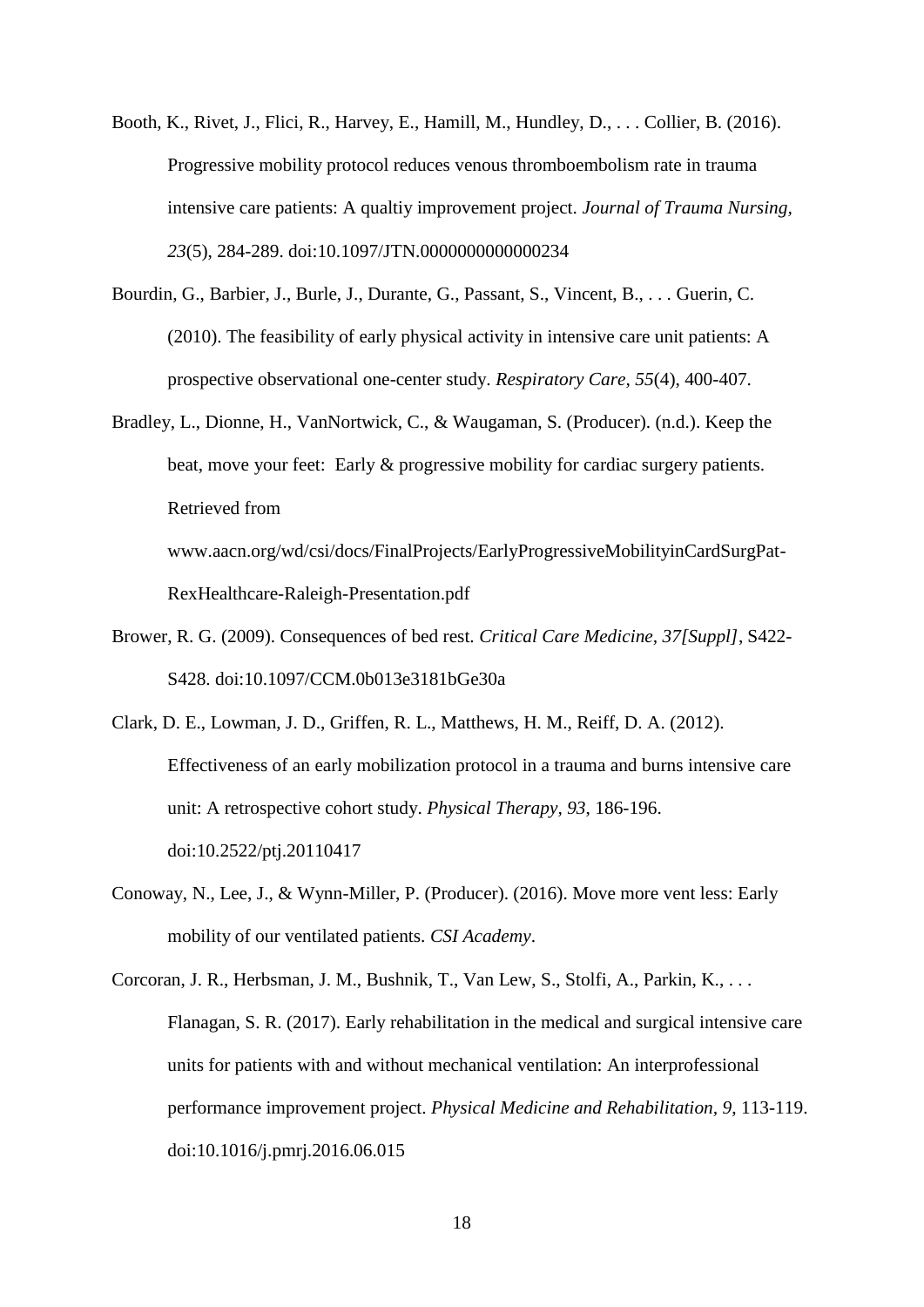Booth, K., Rivet, J., Flici, R., Harvey, E., Hamill, M., Hundley, D., . . . Collier, B. (2016). Progressive mobility protocol reduces venous thromboembolism rate in trauma intensive care patients: A qualtiy improvement project. *Journal of Trauma Nursing, 23*(5), 284-289. doi:10.1097/JTN.0000000000000234

Bourdin, G., Barbier, J., Burle, J., Durante, G., Passant, S., Vincent, B., . . . Guerin, C. (2010). The feasibility of early physical activity in intensive care unit patients: A prospective observational one-center study. *Respiratory Care, 55*(4), 400-407.

Bradley, L., Dionne, H., VanNortwick, C., & Waugaman, S. (Producer). (n.d.). Keep the beat, move your feet: Early & progressive mobility for cardiac surgery patients. Retrieved from www.aacn.org/wd/csi/docs/FinalProjects/EarlyProgressiveMobilityinCardSurgPat-RexHealthcare-Raleigh-Presentation.pdf

Brower, R. G. (2009). Consequences of bed rest. *Critical Care Medicine, 37[Suppl]*, S422-S428. doi:10.1097/CCM.0b013e3181bGe30a

Clark, D. E., Lowman, J. D., Griffen, R. L., Matthews, H. M., Reiff, D. A. (2012). Effectiveness of an early mobilization protocol in a trauma and burns intensive care unit: A retrospective cohort study. *Physical Therapy, 93*, 186-196. doi:10.2522/ptj.20110417

Conoway, N., Lee, J., & Wynn-Miller, P. (Producer). (2016). Move more vent less: Early mobility of our ventilated patients. *CSI Academy*.

Corcoran, J. R., Herbsman, J. M., Bushnik, T., Van Lew, S., Stolfi, A., Parkin, K., . . . Flanagan, S. R. (2017). Early rehabilitation in the medical and surgical intensive care units for patients with and without mechanical ventilation: An interprofessional performance improvement project. *Physical Medicine and Rehabilitation, 9*, 113-119. doi:10.1016/j.pmrj.2016.06.015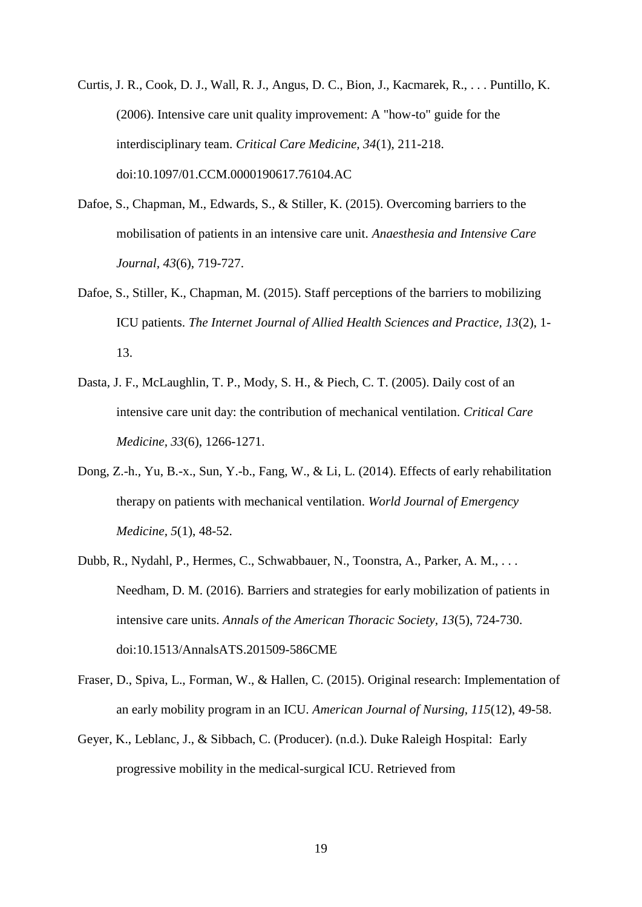Curtis, J. R., Cook, D. J., Wall, R. J., Angus, D. C., Bion, J., Kacmarek, R., . . . Puntillo, K. (2006). Intensive care unit quality improvement: A "how-to" guide for the interdisciplinary team. *Critical Care Medicine, 34*(1), 211-218. doi:10.1097/01.CCM.0000190617.76104.AC

Dafoe, S., Chapman, M., Edwards, S., & Stiller, K. (2015). Overcoming barriers to the mobilisation of patients in an intensive care unit. *Anaesthesia and Intensive Care Journal, 43*(6), 719-727.

Dafoe, S., Stiller, K., Chapman, M. (2015). Staff perceptions of the barriers to mobilizing ICU patients. *The Internet Journal of Allied Health Sciences and Practice, 13*(2), 1-13.

Dasta, J. F., McLaughlin, T. P., Mody, S. H., & Piech, C. T. (2005). Daily cost of an intensive care unit day: the contribution of mechanical ventilation. *Critical Care Medicine, 33*(6), 1266-1271.

Dong, Z.-h., Yu, B.-x., Sun, Y.-b., Fang, W., & Li, L. (2014). Effects of early rehabilitation therapy on patients with mechanical ventilation. *World Journal of Emergency Medicine, 5*(1), 48-52.

Dubb, R., Nydahl, P., Hermes, C., Schwabbauer, N., Toonstra, A., Parker, A. M., . . . Needham, D. M. (2016). Barriers and strategies for early mobilization of patients in intensive care units. *Annals of the American Thoracic Society, 13*(5), 724-730. doi:10.1513/AnnalsATS.201509-586CME

Fraser, D., Spiva, L., Forman, W., & Hallen, C. (2015). Original research: Implementation of an early mobility program in an ICU. *American Journal of Nursing, 115*(12), 49-58.

Geyer, K., Leblanc, J., & Sibbach, C. (Producer). (n.d.). Duke Raleigh Hospital: Early progressive mobility in the medical-surgical ICU. Retrieved from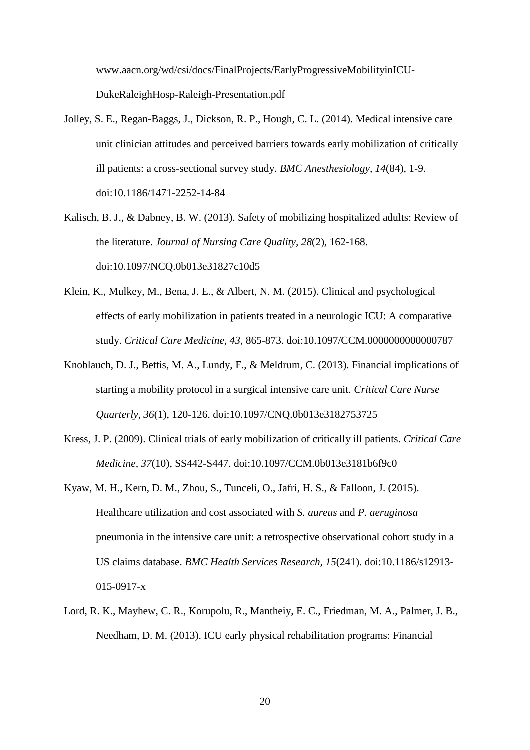www.aacn.org/wd/csi/docs/FinalProjects/EarlyProgressiveMobilityinICU-DukeRaleighHosp-Raleigh-Presentation.pdf

Jolley, S. E., Regan-Baggs, J., Dickson, R. P., Hough, C. L. (2014). Medical intensive care unit clinician attitudes and perceived barriers towards early mobilization of critically ill patients: a cross-sectional survey study. *BMC Anesthesiology, 14*(84), 1-9. doi:10.1186/1471-2252-14-84

Kalisch, B. J., & Dabney, B. W. (2013). Safety of mobilizing hospitalized adults: Review of the literature. *Journal of Nursing Care Quality, 28*(2), 162-168. doi:10.1097/NCQ.0b013e31827c10d5

Klein, K., Mulkey, M., Bena, J. E., & Albert, N. M. (2015). Clinical and psychological effects of early mobilization in patients treated in a neurologic ICU: A comparative study. *Critical Care Medicine, 43*, 865-873. doi:10.1097/CCM.0000000000000787

Knoblauch, D. J., Bettis, M. A., Lundy, F., & Meldrum, C. (2013). Financial implications of starting a mobility protocol in a surgical intensive care unit. *Critical Care Nurse Quarterly, 36*(1), 120-126. doi:10.1097/CNQ.0b013e3182753725

Kress, J. P. (2009). Clinical trials of early mobilization of critically ill patients. *Critical Care Medicine, 37*(10), SS442-S447. doi:10.1097/CCM.0b013e3181b6f9c0

Kyaw, M. H., Kern, D. M., Zhou, S., Tunceli, O., Jafri, H. S., & Falloon, J. (2015). Healthcare utilization and cost associated with *S. aureus* and *P. aeruginosa* pneumonia in the intensive care unit: a retrospective observational cohort study in a US claims database. *BMC Health Services Research, 15*(241). doi:10.1186/s12913-015-0917-x

Lord, R. K., Mayhew, C. R., Korupolu, R., Mantheiy, E. C., Friedman, M. A., Palmer, J. B., Needham, D. M. (2013). ICU early physical rehabilitation programs: Financial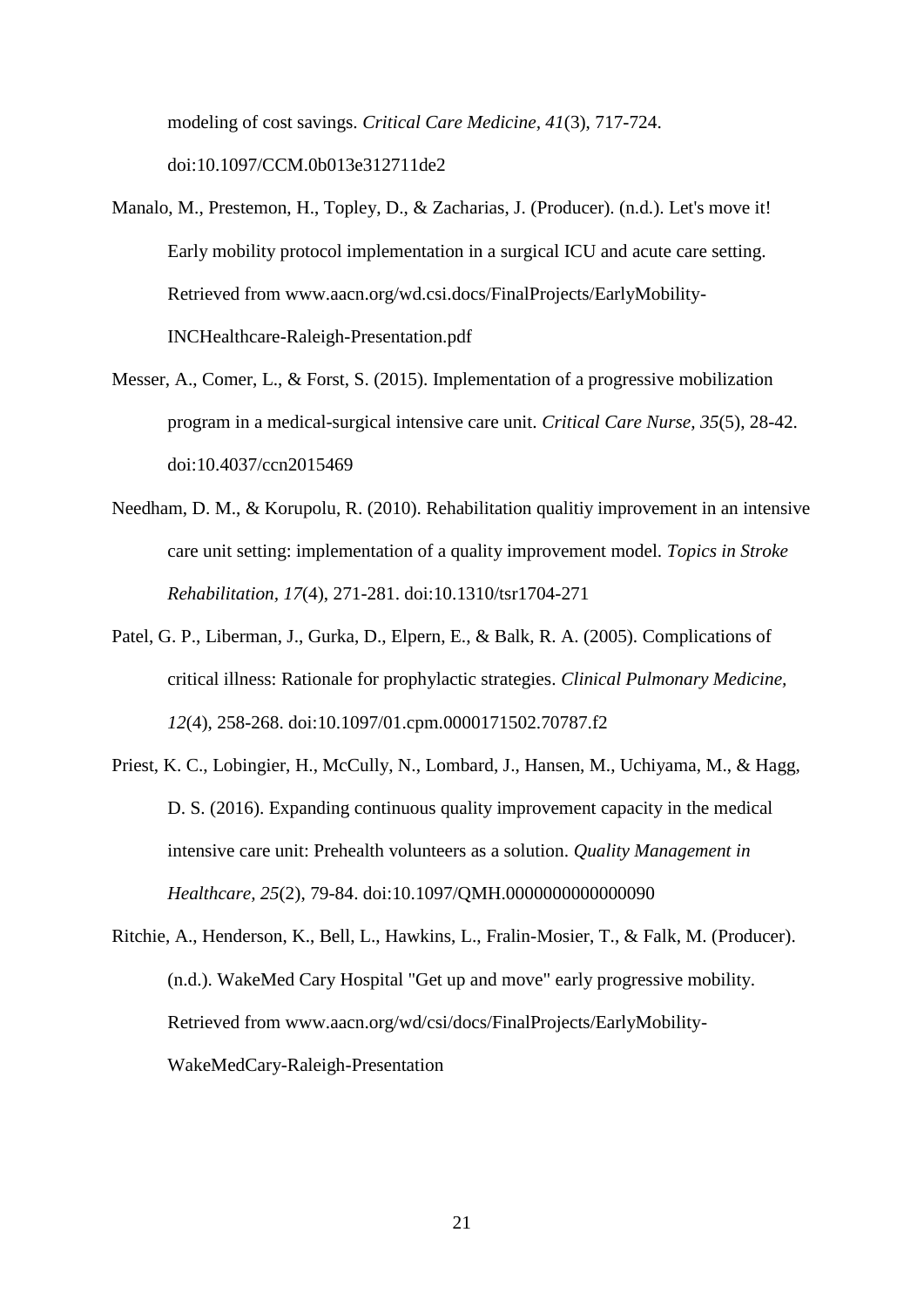modeling of cost savings. *Critical Care Medicine, 41*(3), 717-724. doi:10.1097/CCM.0b013e312711de2

Manalo, M., Prestemon, H., Topley, D., & Zacharias, J. (Producer). (n.d.). Let's move it! Early mobility protocol implementation in a surgical ICU and acute care setting. Retrieved from www.aacn.org/wd.csi.docs/FinalProjects/EarlyMobility-INCHealthcare-Raleigh-Presentation.pdf

Messer, A., Comer, L., & Forst, S. (2015). Implementation of a progressive mobilization program in a medical-surgical intensive care unit. *Critical Care Nurse, 35*(5), 28-42. doi:10.4037/ccn2015469

Needham, D. M., & Korupolu, R. (2010). Rehabilitation qualitiy improvement in an intensive care unit setting: implementation of a quality improvement model. *Topics in Stroke Rehabilitation, 17*(4), 271-281. doi:10.1310/tsr1704-271

Patel, G. P., Liberman, J., Gurka, D., Elpern, E., & Balk, R. A. (2005). Complications of critical illness: Rationale for prophylactic strategies. *Clinical Pulmonary Medicine, 12*(4), 258-268. doi:10.1097/01.cpm.0000171502.70787.f2

Priest, K. C., Lobingier, H., McCully, N., Lombard, J., Hansen, M., Uchiyama, M., & Hagg, D. S. (2016). Expanding continuous quality improvement capacity in the medical intensive care unit: Prehealth volunteers as a solution. *Quality Management in Healthcare, 25*(2), 79-84. doi:10.1097/QMH.0000000000000090

Ritchie, A., Henderson, K., Bell, L., Hawkins, L., Fralin-Mosier, T., & Falk, M. (Producer). (n.d.). WakeMed Cary Hospital "Get up and move" early progressive mobility. Retrieved from www.aacn.org/wd/csi/docs/FinalProjects/EarlyMobility-WakeMedCary-Raleigh-Presentation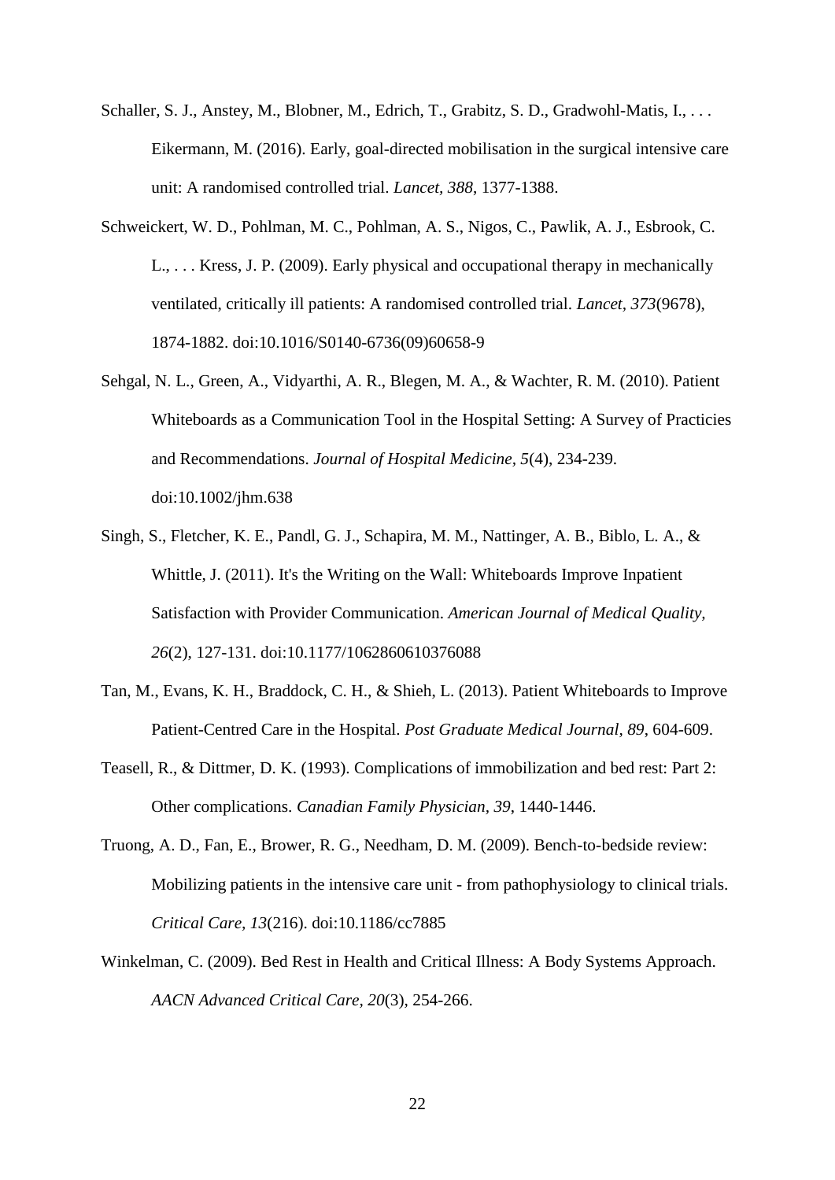Schaller, S. J., Anstey, M., Blobner, M., Edrich, T., Grabitz, S. D., Gradwohl-Matis, I., . . . Eikermann, M. (2016). Early, goal-directed mobilisation in the surgical intensive care unit: A randomised controlled trial. *Lancet, 388*, 1377-1388.

Schweickert, W. D., Pohlman, M. C., Pohlman, A. S., Nigos, C., Pawlik, A. J., Esbrook, C. L., . . . Kress, J. P. (2009). Early physical and occupational therapy in mechanically ventilated, critically ill patients: A randomised controlled trial. *Lancet, 373*(9678), 1874-1882. doi:10.1016/S0140-6736(09)60658-9

Sehgal, N. L., Green, A., Vidyarthi, A. R., Blegen, M. A., & Wachter, R. M. (2010). Patient Whiteboards as a Communication Tool in the Hospital Setting: A Survey of Practicies and Recommendations. *Journal of Hospital Medicine, 5*(4), 234-239. doi:10.1002/jhm.638

Singh, S., Fletcher, K. E., Pandl, G. J., Schapira, M. M., Nattinger, A. B., Biblo, L. A., & Whittle, J. (2011). It's the Writing on the Wall: Whiteboards Improve Inpatient Satisfaction with Provider Communication. *American Journal of Medical Quality, 26*(2), 127-131. doi:10.1177/1062860610376088

Tan, M., Evans, K. H., Braddock, C. H., & Shieh, L. (2013). Patient Whiteboards to Improve Patient-Centred Care in the Hospital. *Post Graduate Medical Journal, 89*, 604-609.

Teasell, R., & Dittmer, D. K. (1993). Complications of immobilization and bed rest: Part 2: Other complications. *Canadian Family Physician, 39*, 1440-1446.

Truong, A. D., Fan, E., Brower, R. G., Needham, D. M. (2009). Bench-to-bedside review: Mobilizing patients in the intensive care unit - from pathophysiology to clinical trials. *Critical Care, 13*(216). doi:10.1186/cc7885

Winkelman, C. (2009). Bed Rest in Health and Critical Illness: A Body Systems Approach. *AACN Advanced Critical Care, 20*(3), 254-266.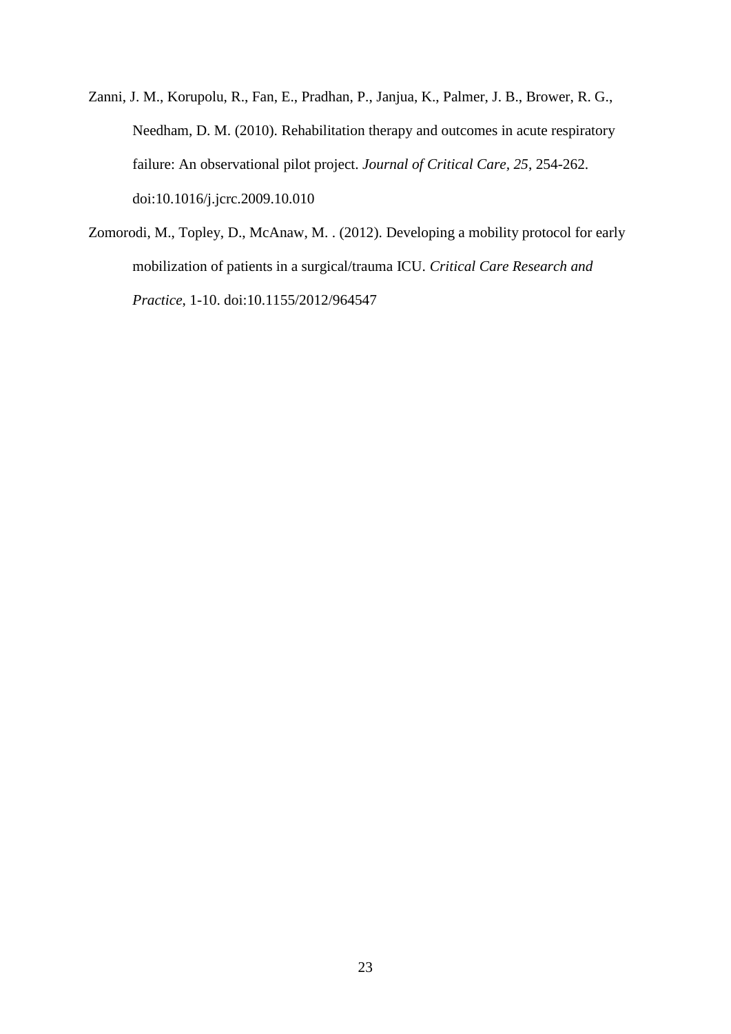Zanni, J. M., Korupolu, R., Fan, E., Pradhan, P., Janjua, K., Palmer, J. B., Brower, R. G., Needham, D. M. (2010). Rehabilitation therapy and outcomes in acute respiratory failure: An observational pilot project. *Journal of Critical Care, 25*, 254-262. doi:10.1016/j.jcrc.2009.10.010

Zomorodi, M., Topley, D., McAnaw, M. . (2012). Developing a mobility protocol for early mobilization of patients in a surgical/trauma ICU. *Critical Care Research and Practice*, 1-10. doi:10.1155/2012/964547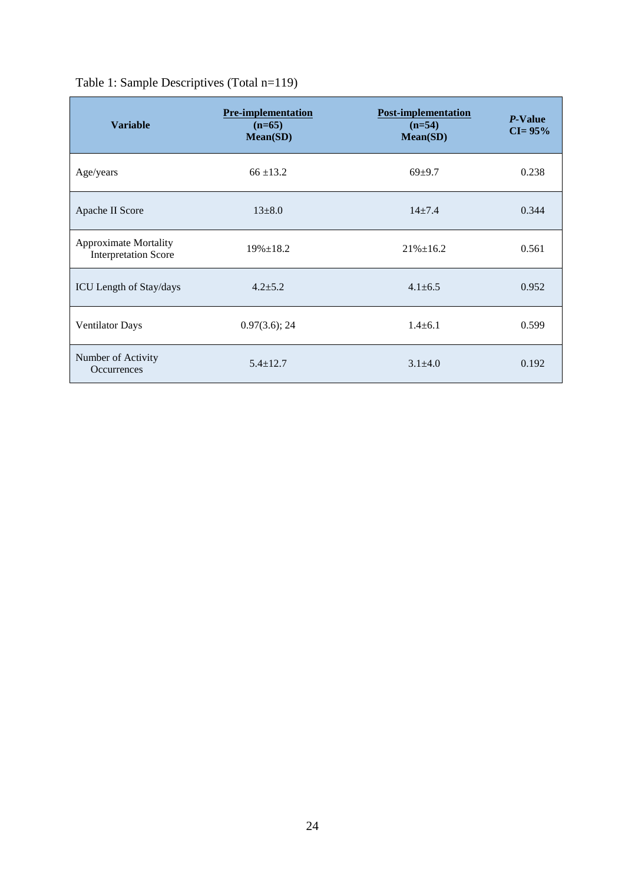Table 1: Sample Descriptives (Total n=119)

| Variable | Pre-implementation (n=65) Mean(SD) | Post-implementation (n=54) Mean(SD) | *P*-Value CI= 95% |
|---|---|---|---|
| Age/years | 66 ±13.2 | 69±9.7 | 0.238 |
| Apache II Score | 13±8.0 | 14±7.4 | 0.344 |
| Approximate Mortality Interpretation Score | 19%±18.2 | 21%±16.2 | 0.561 |
| ICU Length of Stay/days | 4.2±5.2 | 4.1±6.5 | 0.952 |
| Ventilator Days | 0.97(3.6); 24 | 1.4±6.1 | 0.599 |
| Number of Activity Occurrences | 5.4±12.7 | 3.1±4.0 | 0.192 |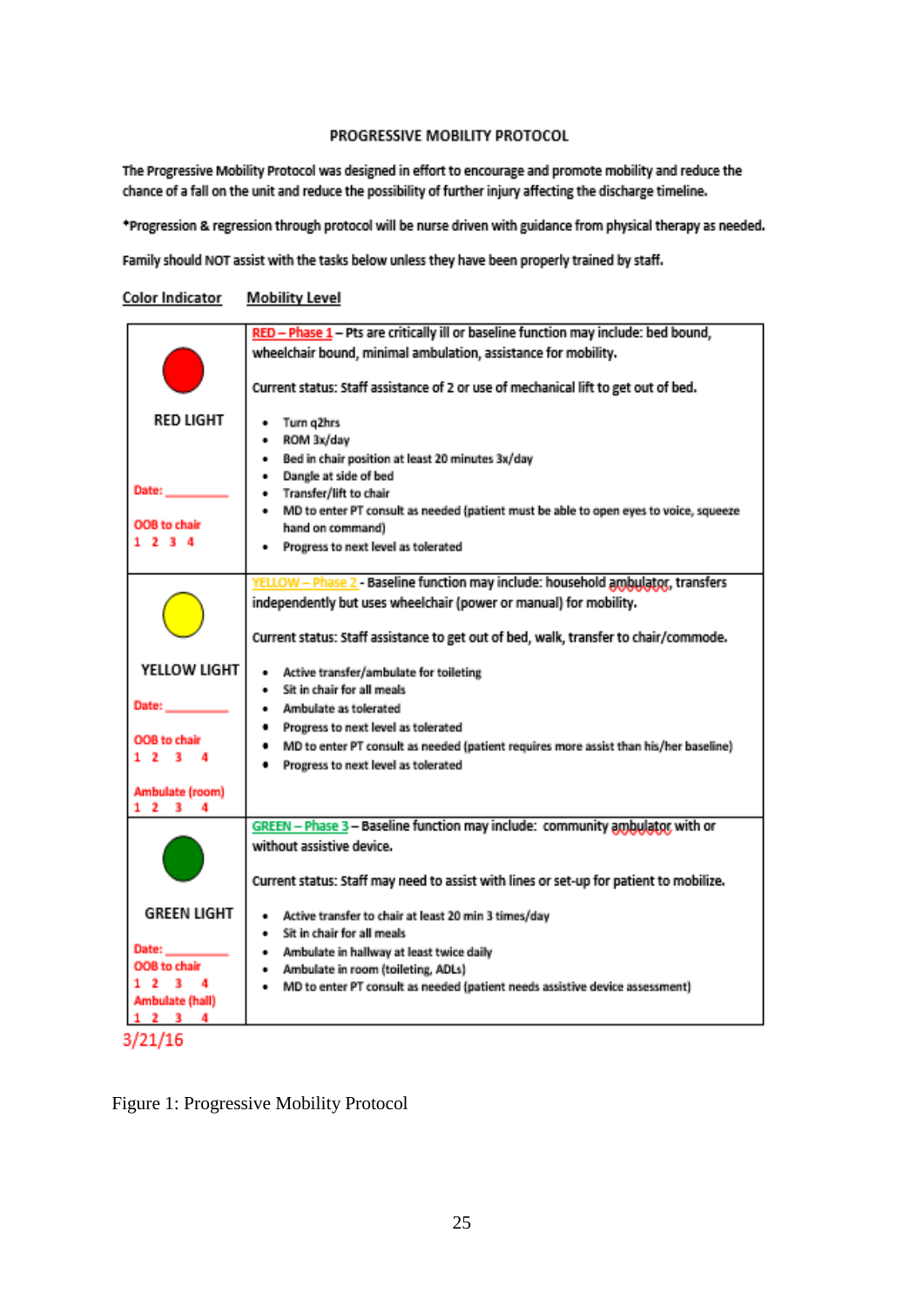## PROGRESSIVE MOBILITY PROTOCOL

The Progressive Mobility Protocol was designed in effort to encourage and promote mobility and reduce the chance of a fall on the unit and reduce the possibility of further injury affecting the discharge timeline.

*Progression & regression through protocol will be nurse driven with guidance from physical therapy as needed.

Family should NOT assist with the tasks below unless they have been properly trained by staff.

| Color Indicator | Mobility Level |
|---|---|
| RED LIGHT<br><br>Date: ________<br><br>OOB to chair<br>1 2 3 4 | RED – Phase 1 – Pts are critically ill or baseline function may include: bed bound, wheelchair bound, minimal ambulation, assistance for mobility.<br><br>Current status: Staff assistance of 2 or use of mechanical lift to get out of bed.<br><br>• Turn q2hrs<br>• ROM 3x/day<br>• Bed in chair position at least 20 minutes 3x/day<br>• Dangle at side of bed<br>• Transfer/lift to chair<br>• MD to enter PT consult as needed (patient must be able to open eyes to voice, squeeze hand on command)<br>• Progress to next level as tolerated |
| YELLOW LIGHT<br><br>Date: ________<br><br>OOB to chair<br>1 2 3 4<br><br>Ambulate (room)<br>1 2 3 4 | YELLOW – Phase 2 - Baseline function may include: household ambulator, transfers independently but uses wheelchair (power or manual) for mobility.<br><br>Current status: Staff assistance to get out of bed, walk, transfer to chair/commode.<br><br>• Active transfer/ambulate for toileting<br>• Sit in chair for all meals<br>• Ambulate as tolerated<br>• Progress to next level as tolerated<br>• MD to enter PT consult as needed (patient requires more assist than his/her baseline)<br>• Progress to next level as tolerated |
| GREEN LIGHT<br><br>Date: ________<br>OOB to chair<br>1 2 3 4<br>Ambulate (hall)<br>1 2 3 4 | GREEN – Phase 3 – Baseline function may include: community ambulator with or without assistive device.<br><br>Current status: Staff may need to assist with lines or set-up for patient to mobilize.<br><br>• Active transfer to chair at least 20 min 3 times/day<br>• Sit in chair for all meals<br>• Ambulate in hallway at least twice daily<br>• Ambulate in room (toileting, ADLs)<br>• MD to enter PT consult as needed (patient needs assistive device assessment) |

3/21/16

Figure 1: Progressive Mobility Protocol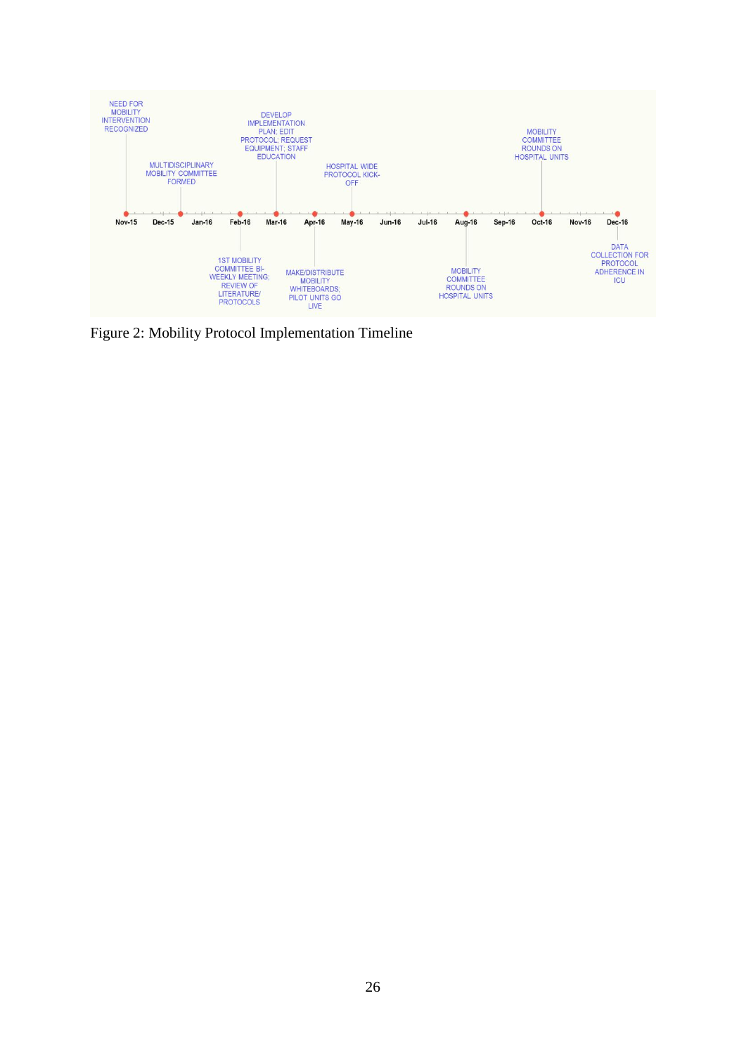NEED FOR MOBILITY INTERVENTION RECOGNIZED

MULTIDISCIPLINARY MOBILITY COMMITTEE FORMED

DEVELOP IMPLEMENTATION PLAN; EDIT PROTOCOL; REQUEST EQUIPMENT; STAFF EDUCATION

HOSPITAL WIDE PROTOCOL KICK-OFF

MOBILITY COMMITTEE ROUNDS ON HOSPITAL UNITS

Nov-15
Dec-15
Jan-16
Feb-16
Mar-16
Apr-16
May-16
Jun-16
Jul-16
Aug-16
Sep-16
Oct-16
Nov-16
Dec-16

1ST MOBILITY COMMITTEE BI-WEEKLY MEETING; REVIEW OF LITERATURE/ PROTOCOLS

MAKE/DISTRIBUTE MOBILITY WHITEBOARDS; PILOT UNITS GO LIVE

MOBILITY COMMITTEE ROUNDS ON HOSPITAL UNITS

DATA COLLECTION FOR PROTOCOL ADHERENCE IN ICU

Figure 2: Mobility Protocol Implementation Timeline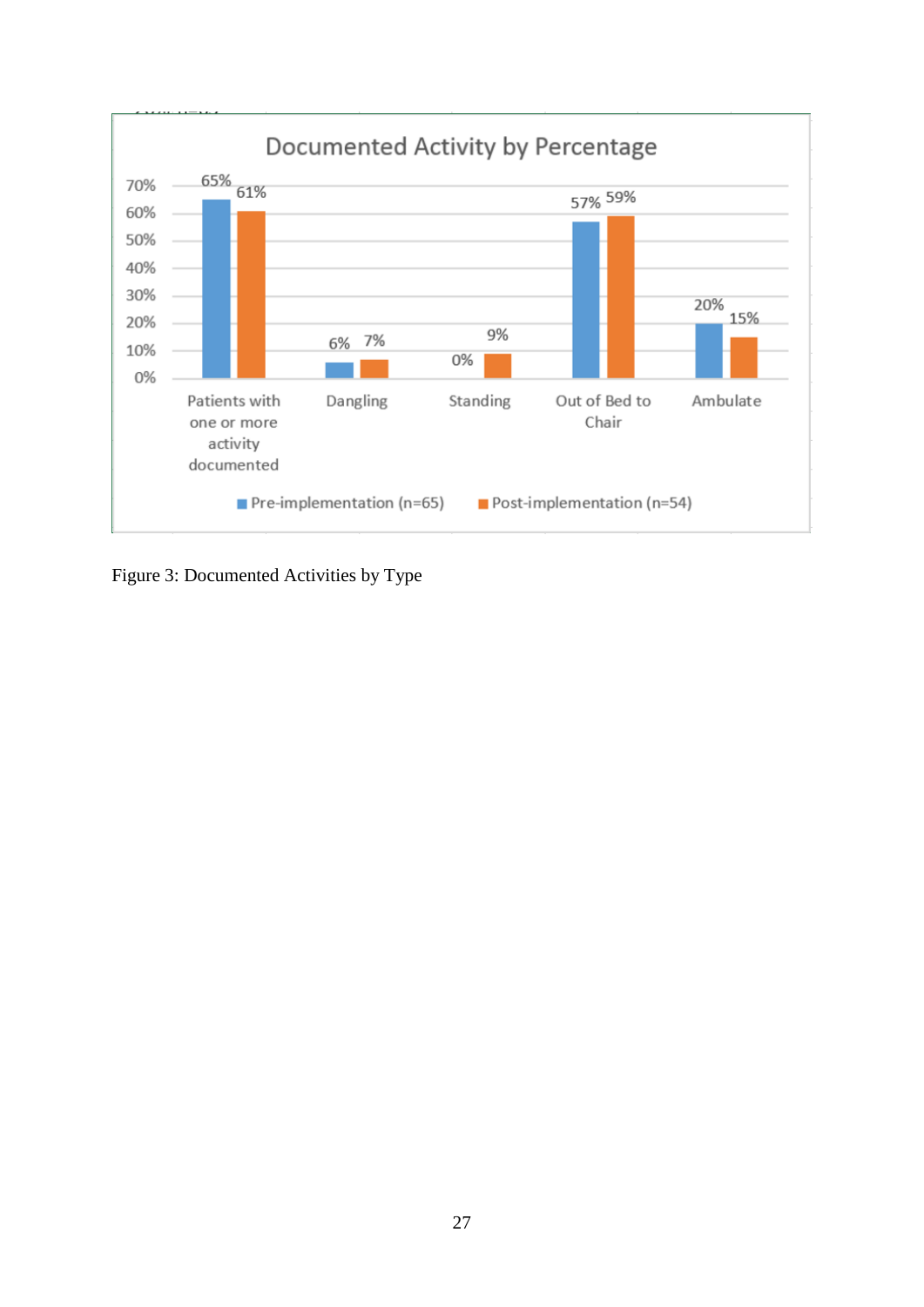Documented Activity by Percentage

70%
60%
50%
40%
30%
20%
10%
0%

65% 61%
6% 7%
0% 9%
57% 59%
20% 15%

Patients with one or more activity documented

Dangling

Standing

Out of Bed to Chair

Ambulate

Pre-implementation (n=65)

Post-implementation (n=54)

Figure 3: Documented Activities by Type